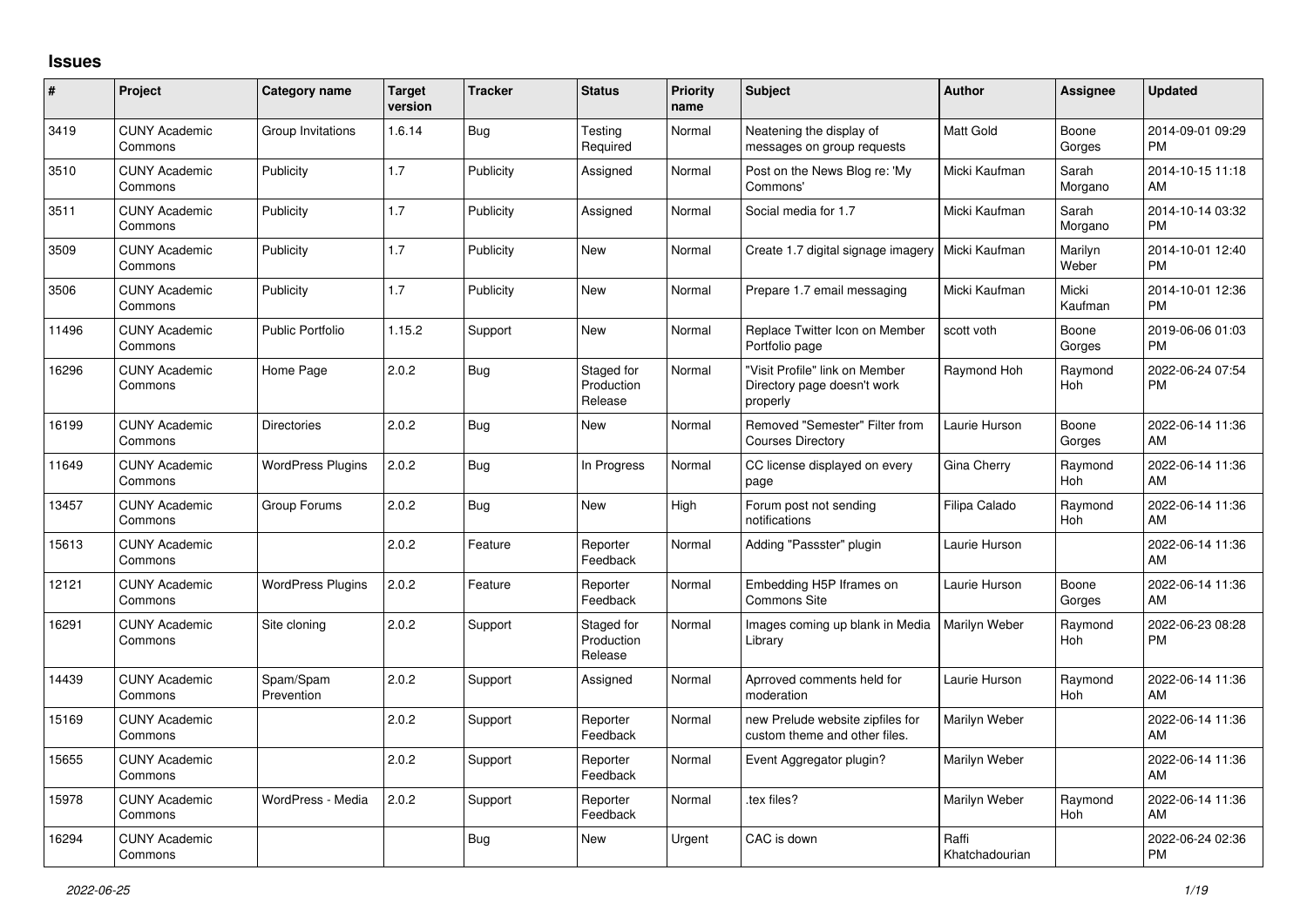## Issues

| # | Project | Category name | Target version | Tracker | Status | Priority name | Subject | Author | Assignee | Updated |
|---|---|---|---|---|---|---|---|---|---|---|
| 3419 | CUNY Academic Commons | Group Invitations | 1.6.14 | Bug | Testing Required | Normal | Neatening the display of messages on group requests | Matt Gold | Boone Gorges | 2014-09-01 09:29 PM |
| 3510 | CUNY Academic Commons | Publicity | 1.7 | Publicity | Assigned | Normal | Post on the News Blog re: 'My Commons' | Micki Kaufman | Sarah Morgano | 2014-10-15 11:18 AM |
| 3511 | CUNY Academic Commons | Publicity | 1.7 | Publicity | Assigned | Normal | Social media for 1.7 | Micki Kaufman | Sarah Morgano | 2014-10-14 03:32 PM |
| 3509 | CUNY Academic Commons | Publicity | 1.7 | Publicity | New | Normal | Create 1.7 digital signage imagery | Micki Kaufman | Marilyn Weber | 2014-10-01 12:40 PM |
| 3506 | CUNY Academic Commons | Publicity | 1.7 | Publicity | New | Normal | Prepare 1.7 email messaging | Micki Kaufman | Micki Kaufman | 2014-10-01 12:36 PM |
| 11496 | CUNY Academic Commons | Public Portfolio | 1.15.2 | Support | New | Normal | Replace Twitter Icon on Member Portfolio page | scott voth | Boone Gorges | 2019-06-06 01:03 PM |
| 16296 | CUNY Academic Commons | Home Page | 2.0.2 | Bug | Staged for Production Release | Normal | "Visit Profile" link on Member Directory page doesn't work properly | Raymond Hoh | Raymond Hoh | 2022-06-24 07:54 PM |
| 16199 | CUNY Academic Commons | Directories | 2.0.2 | Bug | New | Normal | Removed "Semester" Filter from Courses Directory | Laurie Hurson | Boone Gorges | 2022-06-14 11:36 AM |
| 11649 | CUNY Academic Commons | WordPress Plugins | 2.0.2 | Bug | In Progress | Normal | CC license displayed on every page | Gina Cherry | Raymond Hoh | 2022-06-14 11:36 AM |
| 13457 | CUNY Academic Commons | Group Forums | 2.0.2 | Bug | New | High | Forum post not sending notifications | Filipa Calado | Raymond Hoh | 2022-06-14 11:36 AM |
| 15613 | CUNY Academic Commons | | 2.0.2 | Feature | Reporter Feedback | Normal | Adding "Passster" plugin | Laurie Hurson | | 2022-06-14 11:36 AM |
| 12121 | CUNY Academic Commons | WordPress Plugins | 2.0.2 | Feature | Reporter Feedback | Normal | Embedding H5P Iframes on Commons Site | Laurie Hurson | Boone Gorges | 2022-06-14 11:36 AM |
| 16291 | CUNY Academic Commons | Site cloning | 2.0.2 | Support | Staged for Production Release | Normal | Images coming up blank in Media Library | Marilyn Weber | Raymond Hoh | 2022-06-23 08:28 PM |
| 14439 | CUNY Academic Commons | Spam/Spam Prevention | 2.0.2 | Support | Assigned | Normal | Aprroved comments held for moderation | Laurie Hurson | Raymond Hoh | 2022-06-14 11:36 AM |
| 15169 | CUNY Academic Commons | | 2.0.2 | Support | Reporter Feedback | Normal | new Prelude website zipfiles for custom theme and other files. | Marilyn Weber | | 2022-06-14 11:36 AM |
| 15655 | CUNY Academic Commons | | 2.0.2 | Support | Reporter Feedback | Normal | Event Aggregator plugin? | Marilyn Weber | | 2022-06-14 11:36 AM |
| 15978 | CUNY Academic Commons | WordPress - Media | 2.0.2 | Support | Reporter Feedback | Normal | .tex files? | Marilyn Weber | Raymond Hoh | 2022-06-14 11:36 AM |
| 16294 | CUNY Academic Commons | | | Bug | New | Urgent | CAC is down | Raffi Khatchadourian | | 2022-06-24 02:36 PM |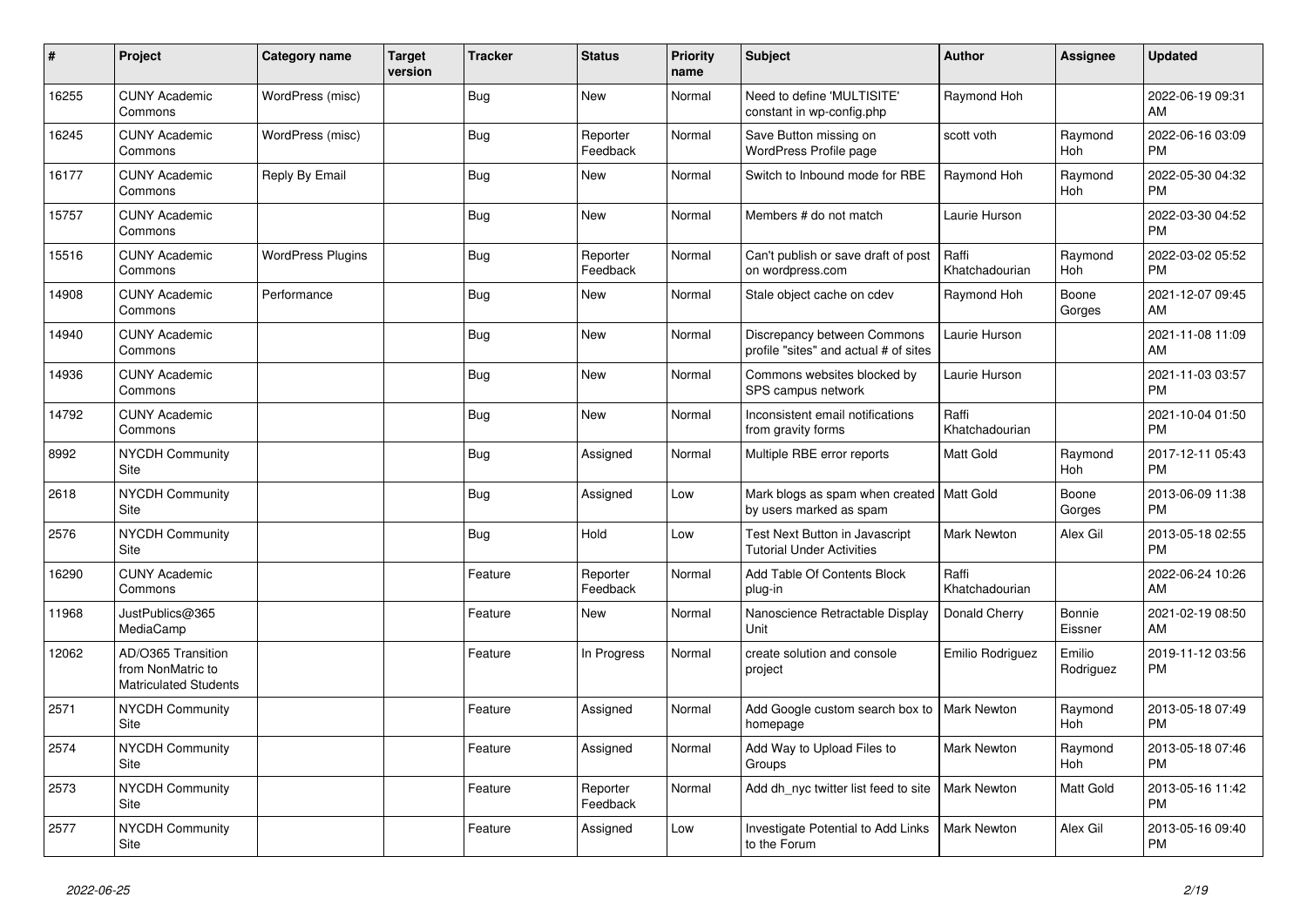| # | Project | Category name | Target version | Tracker | Status | Priority name | Subject | Author | Assignee | Updated |
|---|---|---|---|---|---|---|---|---|---|---|
| 16255 | CUNY Academic Commons | WordPress (misc) | | Bug | New | Normal | Need to define 'MULTISITE' constant in wp-config.php | Raymond Hoh | | 2022-06-19 09:31 AM |
| 16245 | CUNY Academic Commons | WordPress (misc) | | Bug | Reporter Feedback | Normal | Save Button missing on WordPress Profile page | scott voth | Raymond Hoh | 2022-06-16 03:09 PM |
| 16177 | CUNY Academic Commons | Reply By Email | | Bug | New | Normal | Switch to Inbound mode for RBE | Raymond Hoh | Raymond Hoh | 2022-05-30 04:32 PM |
| 15757 | CUNY Academic Commons | | | Bug | New | Normal | Members # do not match | Laurie Hurson | | 2022-03-30 04:52 PM |
| 15516 | CUNY Academic Commons | WordPress Plugins | | Bug | Reporter Feedback | Normal | Can't publish or save draft of post on wordpress.com | Raffi Khatchadourian | Raymond Hoh | 2022-03-02 05:52 PM |
| 14908 | CUNY Academic Commons | Performance | | Bug | New | Normal | Stale object cache on cdev | Raymond Hoh | Boone Gorges | 2021-12-07 09:45 AM |
| 14940 | CUNY Academic Commons | | | Bug | New | Normal | Discrepancy between Commons profile "sites" and actual # of sites | Laurie Hurson | | 2021-11-08 11:09 AM |
| 14936 | CUNY Academic Commons | | | Bug | New | Normal | Commons websites blocked by SPS campus network | Laurie Hurson | | 2021-11-03 03:57 PM |
| 14792 | CUNY Academic Commons | | | Bug | New | Normal | Inconsistent email notifications from gravity forms | Raffi Khatchadourian | | 2021-10-04 01:50 PM |
| 8992 | NYCDH Community Site | | | Bug | Assigned | Normal | Multiple RBE error reports | Matt Gold | Raymond Hoh | 2017-12-11 05:43 PM |
| 2618 | NYCDH Community Site | | | Bug | Assigned | Low | Mark blogs as spam when created by users marked as spam | Matt Gold | Boone Gorges | 2013-06-09 11:38 PM |
| 2576 | NYCDH Community Site | | | Bug | Hold | Low | Test Next Button in Javascript Tutorial Under Activities | Mark Newton | Alex Gil | 2013-05-18 02:55 PM |
| 16290 | CUNY Academic Commons | | | Feature | Reporter Feedback | Normal | Add Table Of Contents Block plug-in | Raffi Khatchadourian | | 2022-06-24 10:26 AM |
| 11968 | JustPublics@365 MediaCamp | | | Feature | New | Normal | Nanoscience Retractable Display Unit | Donald Cherry | Bonnie Eissner | 2021-02-19 08:50 AM |
| 12062 | AD/O365 Transition from NonMatric to Matriculated Students | | | Feature | In Progress | Normal | create solution and console project | Emilio Rodriguez | Emilio Rodriguez | 2019-11-12 03:56 PM |
| 2571 | NYCDH Community Site | | | Feature | Assigned | Normal | Add Google custom search box to homepage | Mark Newton | Raymond Hoh | 2013-05-18 07:49 PM |
| 2574 | NYCDH Community Site | | | Feature | Assigned | Normal | Add Way to Upload Files to Groups | Mark Newton | Raymond Hoh | 2013-05-18 07:46 PM |
| 2573 | NYCDH Community Site | | | Feature | Reporter Feedback | Normal | Add dh_nyc twitter list feed to site | Mark Newton | Matt Gold | 2013-05-16 11:42 PM |
| 2577 | NYCDH Community Site | | | Feature | Assigned | Low | Investigate Potential to Add Links to the Forum | Mark Newton | Alex Gil | 2013-05-16 09:40 PM |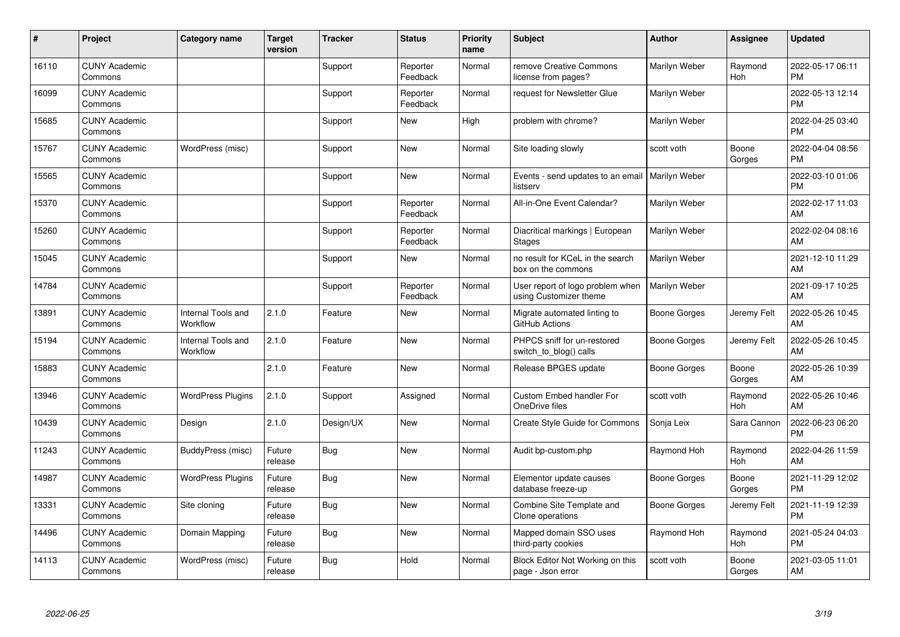| # | Project | Category name | Target version | Tracker | Status | Priority name | Subject | Author | Assignee | Updated |
|---|---|---|---|---|---|---|---|---|---|---|
| 16110 | CUNY Academic Commons | | | Support | Reporter Feedback | Normal | remove Creative Commons license from pages? | Marilyn Weber | Raymond Hoh | 2022-05-17 06:11 PM |
| 16099 | CUNY Academic Commons | | | Support | Reporter Feedback | Normal | request for Newsletter Glue | Marilyn Weber | | 2022-05-13 12:14 PM |
| 15685 | CUNY Academic Commons | | | Support | New | High | problem with chrome? | Marilyn Weber | | 2022-04-25 03:40 PM |
| 15767 | CUNY Academic Commons | WordPress (misc) | | Support | New | Normal | Site loading slowly | scott voth | Boone Gorges | 2022-04-04 08:56 PM |
| 15565 | CUNY Academic Commons | | | Support | New | Normal | Events - send updates to an email listserv | Marilyn Weber | | 2022-03-10 01:06 PM |
| 15370 | CUNY Academic Commons | | | Support | Reporter Feedback | Normal | All-in-One Event Calendar? | Marilyn Weber | | 2022-02-17 11:03 AM |
| 15260 | CUNY Academic Commons | | | Support | Reporter Feedback | Normal | Diacritical markings \| European Stages | Marilyn Weber | | 2022-02-04 08:16 AM |
| 15045 | CUNY Academic Commons | | | Support | New | Normal | no result for KCeL in the search box on the commons | Marilyn Weber | | 2021-12-10 11:29 AM |
| 14784 | CUNY Academic Commons | | | Support | Reporter Feedback | Normal | User report of logo problem when using Customizer theme | Marilyn Weber | | 2021-09-17 10:25 AM |
| 13891 | CUNY Academic Commons | Internal Tools and Workflow | 2.1.0 | Feature | New | Normal | Migrate automated linting to GitHub Actions | Boone Gorges | Jeremy Felt | 2022-05-26 10:45 AM |
| 15194 | CUNY Academic Commons | Internal Tools and Workflow | 2.1.0 | Feature | New | Normal | PHPCS sniff for un-restored switch_to_blog() calls | Boone Gorges | Jeremy Felt | 2022-05-26 10:45 AM |
| 15883 | CUNY Academic Commons | | 2.1.0 | Feature | New | Normal | Release BPGES update | Boone Gorges | Boone Gorges | 2022-05-26 10:39 AM |
| 13946 | CUNY Academic Commons | WordPress Plugins | 2.1.0 | Support | Assigned | Normal | Custom Embed handler For OneDrive files | scott voth | Raymond Hoh | 2022-05-26 10:46 AM |
| 10439 | CUNY Academic Commons | Design | 2.1.0 | Design/UX | New | Normal | Create Style Guide for Commons | Sonja Leix | Sara Cannon | 2022-06-23 06:20 PM |
| 11243 | CUNY Academic Commons | BuddyPress (misc) | Future release | Bug | New | Normal | Audit bp-custom.php | Raymond Hoh | Raymond Hoh | 2022-04-26 11:59 AM |
| 14987 | CUNY Academic Commons | WordPress Plugins | Future release | Bug | New | Normal | Elementor update causes database freeze-up | Boone Gorges | Boone Gorges | 2021-11-29 12:02 PM |
| 13331 | CUNY Academic Commons | Site cloning | Future release | Bug | New | Normal | Combine Site Template and Clone operations | Boone Gorges | Jeremy Felt | 2021-11-19 12:39 PM |
| 14496 | CUNY Academic Commons | Domain Mapping | Future release | Bug | New | Normal | Mapped domain SSO uses third-party cookies | Raymond Hoh | Raymond Hoh | 2021-05-24 04:03 PM |
| 14113 | CUNY Academic Commons | WordPress (misc) | Future release | Bug | Hold | Normal | Block Editor Not Working on this page - Json error | scott voth | Boone Gorges | 2021-03-05 11:01 AM |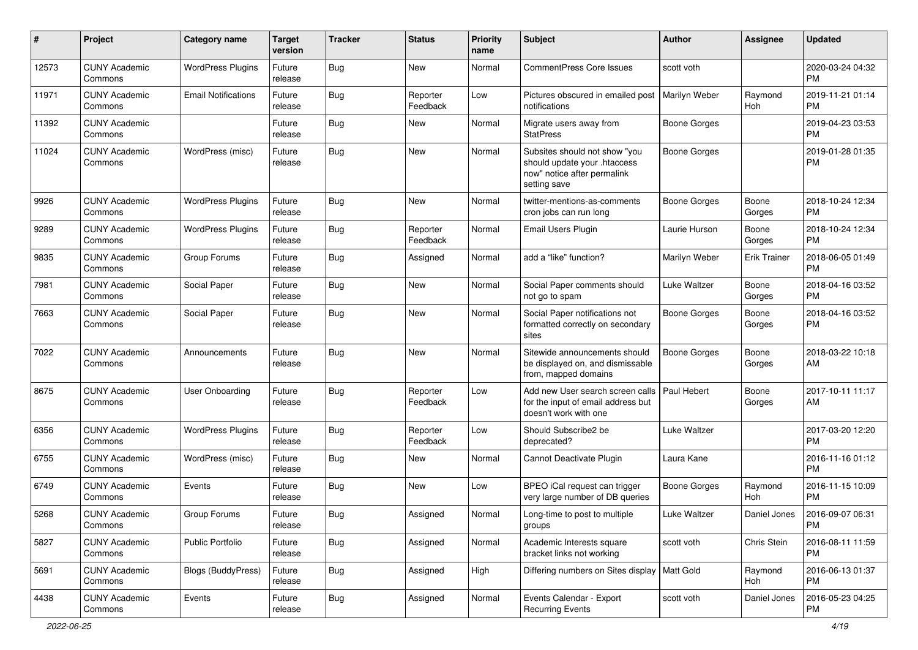| # | Project | Category name | Target version | Tracker | Status | Priority name | Subject | Author | Assignee | Updated |
|---|---|---|---|---|---|---|---|---|---|---|
| 12573 | CUNY Academic Commons | WordPress Plugins | Future release | Bug | New | Normal | CommentPress Core Issues | scott voth | | 2020-03-24 04:32 PM |
| 11971 | CUNY Academic Commons | Email Notifications | Future release | Bug | Reporter Feedback | Low | Pictures obscured in emailed post notifications | Marilyn Weber | Raymond Hoh | 2019-11-21 01:14 PM |
| 11392 | CUNY Academic Commons | | Future release | Bug | New | Normal | Migrate users away from StatPress | Boone Gorges | | 2019-04-23 03:53 PM |
| 11024 | CUNY Academic Commons | WordPress (misc) | Future release | Bug | New | Normal | Subsites should not show "you should update your .htaccess now" notice after permalink setting save | Boone Gorges | | 2019-01-28 01:35 PM |
| 9926 | CUNY Academic Commons | WordPress Plugins | Future release | Bug | New | Normal | twitter-mentions-as-comments cron jobs can run long | Boone Gorges | Boone Gorges | 2018-10-24 12:34 PM |
| 9289 | CUNY Academic Commons | WordPress Plugins | Future release | Bug | Reporter Feedback | Normal | Email Users Plugin | Laurie Hurson | Boone Gorges | 2018-10-24 12:34 PM |
| 9835 | CUNY Academic Commons | Group Forums | Future release | Bug | Assigned | Normal | add a “like” function? | Marilyn Weber | Erik Trainer | 2018-06-05 01:49 PM |
| 7981 | CUNY Academic Commons | Social Paper | Future release | Bug | New | Normal | Social Paper comments should not go to spam | Luke Waltzer | Boone Gorges | 2018-04-16 03:52 PM |
| 7663 | CUNY Academic Commons | Social Paper | Future release | Bug | New | Normal | Social Paper notifications not formatted correctly on secondary sites | Boone Gorges | Boone Gorges | 2018-04-16 03:52 PM |
| 7022 | CUNY Academic Commons | Announcements | Future release | Bug | New | Normal | Sitewide announcements should be displayed on, and dismissable from, mapped domains | Boone Gorges | Boone Gorges | 2018-03-22 10:18 AM |
| 8675 | CUNY Academic Commons | User Onboarding | Future release | Bug | Reporter Feedback | Low | Add new User search screen calls for the input of email address but doesn't work with one | Paul Hebert | Boone Gorges | 2017-10-11 11:17 AM |
| 6356 | CUNY Academic Commons | WordPress Plugins | Future release | Bug | Reporter Feedback | Low | Should Subscribe2 be deprecated? | Luke Waltzer | | 2017-03-20 12:20 PM |
| 6755 | CUNY Academic Commons | WordPress (misc) | Future release | Bug | New | Normal | Cannot Deactivate Plugin | Laura Kane | | 2016-11-16 01:12 PM |
| 6749 | CUNY Academic Commons | Events | Future release | Bug | New | Low | BPEO iCal request can trigger very large number of DB queries | Boone Gorges | Raymond Hoh | 2016-11-15 10:09 PM |
| 5268 | CUNY Academic Commons | Group Forums | Future release | Bug | Assigned | Normal | Long-time to post to multiple groups | Luke Waltzer | Daniel Jones | 2016-09-07 06:31 PM |
| 5827 | CUNY Academic Commons | Public Portfolio | Future release | Bug | Assigned | Normal | Academic Interests square bracket links not working | scott voth | Chris Stein | 2016-08-11 11:59 PM |
| 5691 | CUNY Academic Commons | Blogs (BuddyPress) | Future release | Bug | Assigned | High | Differing numbers on Sites display | Matt Gold | Raymond Hoh | 2016-06-13 01:37 PM |
| 4438 | CUNY Academic Commons | Events | Future release | Bug | Assigned | Normal | Events Calendar - Export Recurring Events | scott voth | Daniel Jones | 2016-05-23 04:25 PM |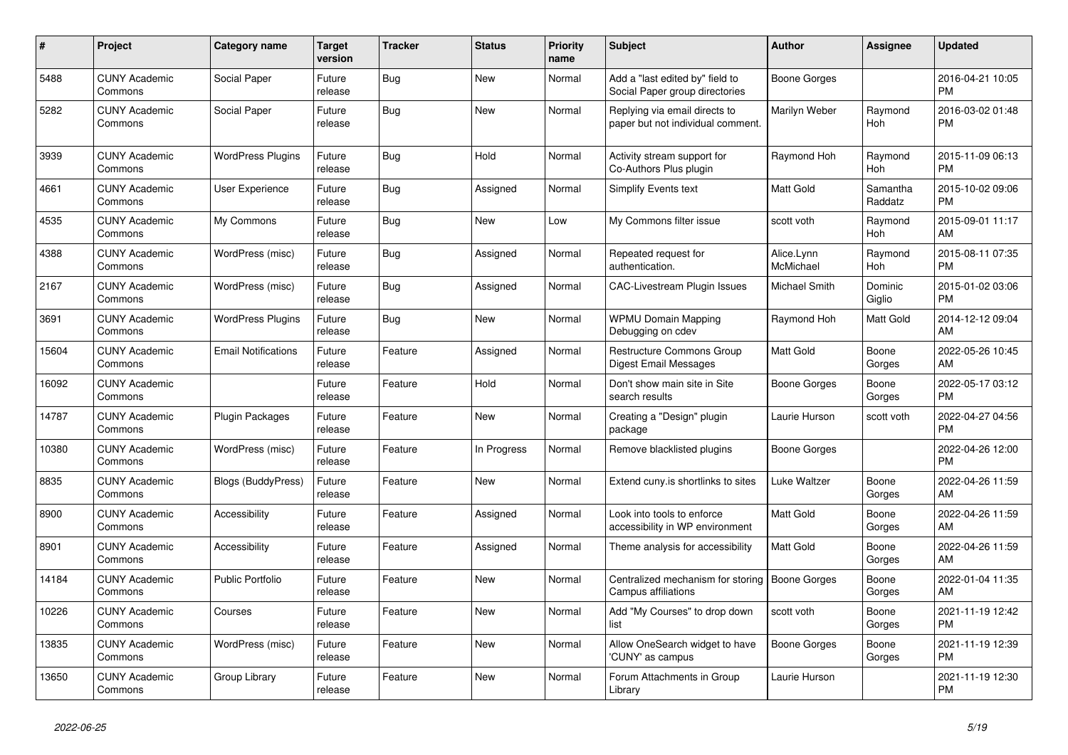| # | Project | Category name | Target version | Tracker | Status | Priority name | Subject | Author | Assignee | Updated |
|---|---|---|---|---|---|---|---|---|---|---|
| 5488 | CUNY Academic Commons | Social Paper | Future release | Bug | New | Normal | Add a "last edited by" field to Social Paper group directories | Boone Gorges | | 2016-04-21 10:05 PM |
| 5282 | CUNY Academic Commons | Social Paper | Future release | Bug | New | Normal | Replying via email directs to paper but not individual comment. | Marilyn Weber | Raymond Hoh | 2016-03-02 01:48 PM |
| 3939 | CUNY Academic Commons | WordPress Plugins | Future release | Bug | Hold | Normal | Activity stream support for Co-Authors Plus plugin | Raymond Hoh | Raymond Hoh | 2015-11-09 06:13 PM |
| 4661 | CUNY Academic Commons | User Experience | Future release | Bug | Assigned | Normal | Simplify Events text | Matt Gold | Samantha Raddatz | 2015-10-02 09:06 PM |
| 4535 | CUNY Academic Commons | My Commons | Future release | Bug | New | Low | My Commons filter issue | scott voth | Raymond Hoh | 2015-09-01 11:17 AM |
| 4388 | CUNY Academic Commons | WordPress (misc) | Future release | Bug | Assigned | Normal | Repeated request for authentication. | Alice.Lynn McMichael | Raymond Hoh | 2015-08-11 07:35 PM |
| 2167 | CUNY Academic Commons | WordPress (misc) | Future release | Bug | Assigned | Normal | CAC-Livestream Plugin Issues | Michael Smith | Dominic Giglio | 2015-01-02 03:06 PM |
| 3691 | CUNY Academic Commons | WordPress Plugins | Future release | Bug | New | Normal | WPMU Domain Mapping Debugging on cdev | Raymond Hoh | Matt Gold | 2014-12-12 09:04 AM |
| 15604 | CUNY Academic Commons | Email Notifications | Future release | Feature | Assigned | Normal | Restructure Commons Group Digest Email Messages | Matt Gold | Boone Gorges | 2022-05-26 10:45 AM |
| 16092 | CUNY Academic Commons | | Future release | Feature | Hold | Normal | Don't show main site in Site search results | Boone Gorges | Boone Gorges | 2022-05-17 03:12 PM |
| 14787 | CUNY Academic Commons | Plugin Packages | Future release | Feature | New | Normal | Creating a "Design" plugin package | Laurie Hurson | scott voth | 2022-04-27 04:56 PM |
| 10380 | CUNY Academic Commons | WordPress (misc) | Future release | Feature | In Progress | Normal | Remove blacklisted plugins | Boone Gorges | | 2022-04-26 12:00 PM |
| 8835 | CUNY Academic Commons | Blogs (BuddyPress) | Future release | Feature | New | Normal | Extend cuny.is shortlinks to sites | Luke Waltzer | Boone Gorges | 2022-04-26 11:59 AM |
| 8900 | CUNY Academic Commons | Accessibility | Future release | Feature | Assigned | Normal | Look into tools to enforce accessibility in WP environment | Matt Gold | Boone Gorges | 2022-04-26 11:59 AM |
| 8901 | CUNY Academic Commons | Accessibility | Future release | Feature | Assigned | Normal | Theme analysis for accessibility | Matt Gold | Boone Gorges | 2022-04-26 11:59 AM |
| 14184 | CUNY Academic Commons | Public Portfolio | Future release | Feature | New | Normal | Centralized mechanism for storing Campus affiliations | Boone Gorges | Boone Gorges | 2022-01-04 11:35 AM |
| 10226 | CUNY Academic Commons | Courses | Future release | Feature | New | Normal | Add "My Courses" to drop down list | scott voth | Boone Gorges | 2021-11-19 12:42 PM |
| 13835 | CUNY Academic Commons | WordPress (misc) | Future release | Feature | New | Normal | Allow OneSearch widget to have 'CUNY' as campus | Boone Gorges | Boone Gorges | 2021-11-19 12:39 PM |
| 13650 | CUNY Academic Commons | Group Library | Future release | Feature | New | Normal | Forum Attachments in Group Library | Laurie Hurson | | 2021-11-19 12:30 PM |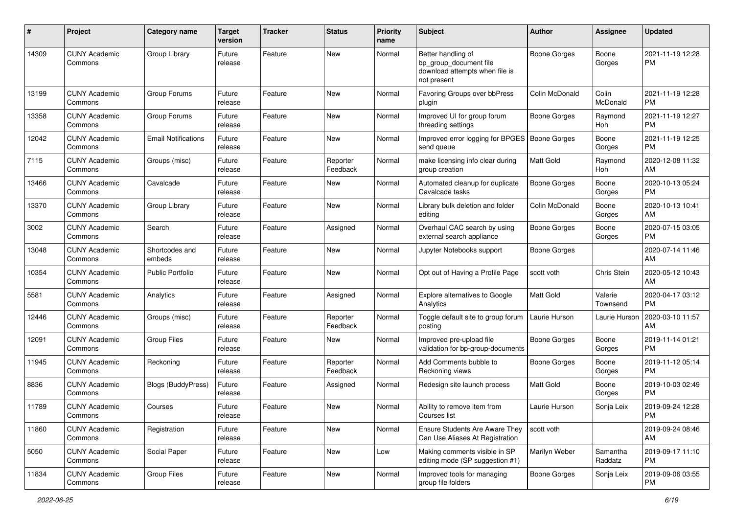| # | Project | Category name | Target version | Tracker | Status | Priority name | Subject | Author | Assignee | Updated |
|---|---|---|---|---|---|---|---|---|---|---|
| 14309 | CUNY Academic Commons | Group Library | Future release | Feature | New | Normal | Better handling of bp_group_document file download attempts when file is not present | Boone Gorges | Boone Gorges | 2021-11-19 12:28 PM |
| 13199 | CUNY Academic Commons | Group Forums | Future release | Feature | New | Normal | Favoring Groups over bbPress plugin | Colin McDonald | Colin McDonald | 2021-11-19 12:28 PM |
| 13358 | CUNY Academic Commons | Group Forums | Future release | Feature | New | Normal | Improved UI for group forum threading settings | Boone Gorges | Raymond Hoh | 2021-11-19 12:27 PM |
| 12042 | CUNY Academic Commons | Email Notifications | Future release | Feature | New | Normal | Improved error logging for BPGES send queue | Boone Gorges | Boone Gorges | 2021-11-19 12:25 PM |
| 7115 | CUNY Academic Commons | Groups (misc) | Future release | Feature | Reporter Feedback | Normal | make licensing info clear during group creation | Matt Gold | Raymond Hoh | 2020-12-08 11:32 AM |
| 13466 | CUNY Academic Commons | Cavalcade | Future release | Feature | New | Normal | Automated cleanup for duplicate Cavalcade tasks | Boone Gorges | Boone Gorges | 2020-10-13 05:24 PM |
| 13370 | CUNY Academic Commons | Group Library | Future release | Feature | New | Normal | Library bulk deletion and folder editing | Colin McDonald | Boone Gorges | 2020-10-13 10:41 AM |
| 3002 | CUNY Academic Commons | Search | Future release | Feature | Assigned | Normal | Overhaul CAC search by using external search appliance | Boone Gorges | Boone Gorges | 2020-07-15 03:05 PM |
| 13048 | CUNY Academic Commons | Shortcodes and embeds | Future release | Feature | New | Normal | Jupyter Notebooks support | Boone Gorges | | 2020-07-14 11:46 AM |
| 10354 | CUNY Academic Commons | Public Portfolio | Future release | Feature | New | Normal | Opt out of Having a Profile Page | scott voth | Chris Stein | 2020-05-12 10:43 AM |
| 5581 | CUNY Academic Commons | Analytics | Future release | Feature | Assigned | Normal | Explore alternatives to Google Analytics | Matt Gold | Valerie Townsend | 2020-04-17 03:12 PM |
| 12446 | CUNY Academic Commons | Groups (misc) | Future release | Feature | Reporter Feedback | Normal | Toggle default site to group forum posting | Laurie Hurson | Laurie Hurson | 2020-03-10 11:57 AM |
| 12091 | CUNY Academic Commons | Group Files | Future release | Feature | New | Normal | Improved pre-upload file validation for bp-group-documents | Boone Gorges | Boone Gorges | 2019-11-14 01:21 PM |
| 11945 | CUNY Academic Commons | Reckoning | Future release | Feature | Reporter Feedback | Normal | Add Comments bubble to Reckoning views | Boone Gorges | Boone Gorges | 2019-11-12 05:14 PM |
| 8836 | CUNY Academic Commons | Blogs (BuddyPress) | Future release | Feature | Assigned | Normal | Redesign site launch process | Matt Gold | Boone Gorges | 2019-10-03 02:49 PM |
| 11789 | CUNY Academic Commons | Courses | Future release | Feature | New | Normal | Ability to remove item from Courses list | Laurie Hurson | Sonja Leix | 2019-09-24 12:28 PM |
| 11860 | CUNY Academic Commons | Registration | Future release | Feature | New | Normal | Ensure Students Are Aware They Can Use Aliases At Registration | scott voth | | 2019-09-24 08:46 AM |
| 5050 | CUNY Academic Commons | Social Paper | Future release | Feature | New | Low | Making comments visible in SP editing mode (SP suggestion #1) | Marilyn Weber | Samantha Raddatz | 2019-09-17 11:10 PM |
| 11834 | CUNY Academic Commons | Group Files | Future release | Feature | New | Normal | Improved tools for managing group file folders | Boone Gorges | Sonja Leix | 2019-09-06 03:55 PM |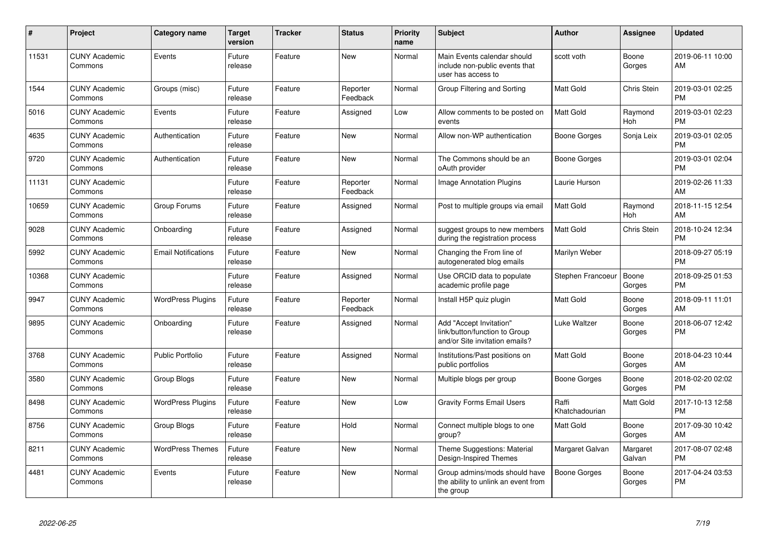| # | Project | Category name | Target version | Tracker | Status | Priority name | Subject | Author | Assignee | Updated |
|---|---|---|---|---|---|---|---|---|---|---|
| 11531 | CUNY Academic Commons | Events | Future release | Feature | New | Normal | Main Events calendar should include non-public events that user has access to | scott voth | Boone Gorges | 2019-06-11 10:00 AM |
| 1544 | CUNY Academic Commons | Groups (misc) | Future release | Feature | Reporter Feedback | Normal | Group Filtering and Sorting | Matt Gold | Chris Stein | 2019-03-01 02:25 PM |
| 5016 | CUNY Academic Commons | Events | Future release | Feature | Assigned | Low | Allow comments to be posted on events | Matt Gold | Raymond Hoh | 2019-03-01 02:23 PM |
| 4635 | CUNY Academic Commons | Authentication | Future release | Feature | New | Normal | Allow non-WP authentication | Boone Gorges | Sonja Leix | 2019-03-01 02:05 PM |
| 9720 | CUNY Academic Commons | Authentication | Future release | Feature | New | Normal | The Commons should be an oAuth provider | Boone Gorges | | 2019-03-01 02:04 PM |
| 11131 | CUNY Academic Commons | | Future release | Feature | Reporter Feedback | Normal | Image Annotation Plugins | Laurie Hurson | | 2019-02-26 11:33 AM |
| 10659 | CUNY Academic Commons | Group Forums | Future release | Feature | Assigned | Normal | Post to multiple groups via email | Matt Gold | Raymond Hoh | 2018-11-15 12:54 AM |
| 9028 | CUNY Academic Commons | Onboarding | Future release | Feature | Assigned | Normal | suggest groups to new members during the registration process | Matt Gold | Chris Stein | 2018-10-24 12:34 PM |
| 5992 | CUNY Academic Commons | Email Notifications | Future release | Feature | New | Normal | Changing the From line of autogenerated blog emails | Marilyn Weber | | 2018-09-27 05:19 PM |
| 10368 | CUNY Academic Commons | | Future release | Feature | Assigned | Normal | Use ORCID data to populate academic profile page | Stephen Francoeur | Boone Gorges | 2018-09-25 01:53 PM |
| 9947 | CUNY Academic Commons | WordPress Plugins | Future release | Feature | Reporter Feedback | Normal | Install H5P quiz plugin | Matt Gold | Boone Gorges | 2018-09-11 11:01 AM |
| 9895 | CUNY Academic Commons | Onboarding | Future release | Feature | Assigned | Normal | Add "Accept Invitation" link/button/function to Group and/or Site invitation emails? | Luke Waltzer | Boone Gorges | 2018-06-07 12:42 PM |
| 3768 | CUNY Academic Commons | Public Portfolio | Future release | Feature | Assigned | Normal | Institutions/Past positions on public portfolios | Matt Gold | Boone Gorges | 2018-04-23 10:44 AM |
| 3580 | CUNY Academic Commons | Group Blogs | Future release | Feature | New | Normal | Multiple blogs per group | Boone Gorges | Boone Gorges | 2018-02-20 02:02 PM |
| 8498 | CUNY Academic Commons | WordPress Plugins | Future release | Feature | New | Low | Gravity Forms Email Users | Raffi Khatchadourian | Matt Gold | 2017-10-13 12:58 PM |
| 8756 | CUNY Academic Commons | Group Blogs | Future release | Feature | Hold | Normal | Connect multiple blogs to one group? | Matt Gold | Boone Gorges | 2017-09-30 10:42 AM |
| 8211 | CUNY Academic Commons | WordPress Themes | Future release | Feature | New | Normal | Theme Suggestions: Material Design-Inspired Themes | Margaret Galvan | Margaret Galvan | 2017-08-07 02:48 PM |
| 4481 | CUNY Academic Commons | Events | Future release | Feature | New | Normal | Group admins/mods should have the ability to unlink an event from the group | Boone Gorges | Boone Gorges | 2017-04-24 03:53 PM |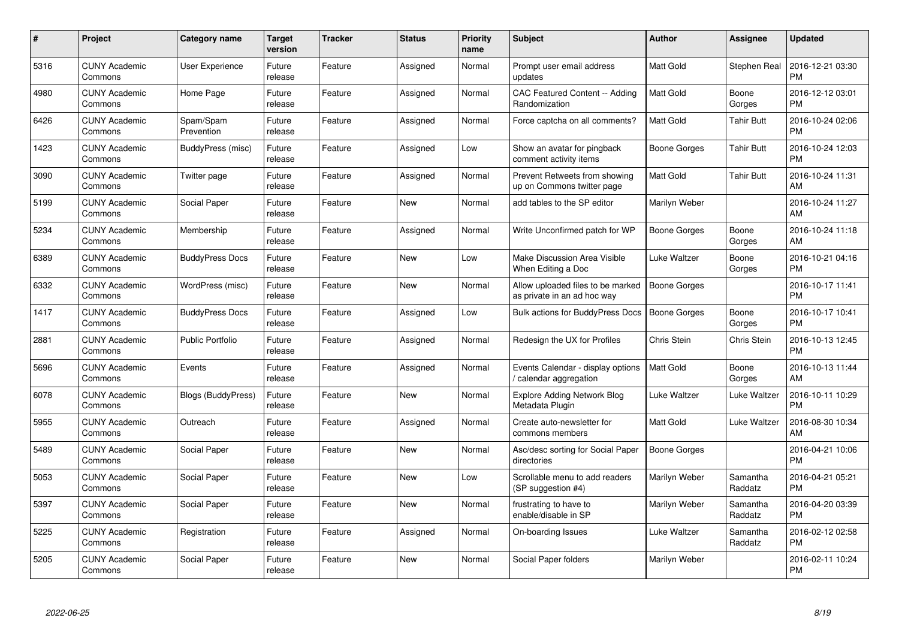| # | Project | Category name | Target version | Tracker | Status | Priority name | Subject | Author | Assignee | Updated |
|---|---|---|---|---|---|---|---|---|---|---|
| 5316 | CUNY Academic Commons | User Experience | Future release | Feature | Assigned | Normal | Prompt user email address updates | Matt Gold | Stephen Real | 2016-12-21 03:30 PM |
| 4980 | CUNY Academic Commons | Home Page | Future release | Feature | Assigned | Normal | CAC Featured Content -- Adding Randomization | Matt Gold | Boone Gorges | 2016-12-12 03:01 PM |
| 6426 | CUNY Academic Commons | Spam/Spam Prevention | Future release | Feature | Assigned | Normal | Force captcha on all comments? | Matt Gold | Tahir Butt | 2016-10-24 02:06 PM |
| 1423 | CUNY Academic Commons | BuddyPress (misc) | Future release | Feature | Assigned | Low | Show an avatar for pingback comment activity items | Boone Gorges | Tahir Butt | 2016-10-24 12:03 PM |
| 3090 | CUNY Academic Commons | Twitter page | Future release | Feature | Assigned | Normal | Prevent Retweets from showing up on Commons twitter page | Matt Gold | Tahir Butt | 2016-10-24 11:31 AM |
| 5199 | CUNY Academic Commons | Social Paper | Future release | Feature | New | Normal | add tables to the SP editor | Marilyn Weber | | 2016-10-24 11:27 AM |
| 5234 | CUNY Academic Commons | Membership | Future release | Feature | Assigned | Normal | Write Unconfirmed patch for WP | Boone Gorges | Boone Gorges | 2016-10-24 11:18 AM |
| 6389 | CUNY Academic Commons | BuddyPress Docs | Future release | Feature | New | Low | Make Discussion Area Visible When Editing a Doc | Luke Waltzer | Boone Gorges | 2016-10-21 04:16 PM |
| 6332 | CUNY Academic Commons | WordPress (misc) | Future release | Feature | New | Normal | Allow uploaded files to be marked as private in an ad hoc way | Boone Gorges | | 2016-10-17 11:41 PM |
| 1417 | CUNY Academic Commons | BuddyPress Docs | Future release | Feature | Assigned | Low | Bulk actions for BuddyPress Docs | Boone Gorges | Boone Gorges | 2016-10-17 10:41 PM |
| 2881 | CUNY Academic Commons | Public Portfolio | Future release | Feature | Assigned | Normal | Redesign the UX for Profiles | Chris Stein | Chris Stein | 2016-10-13 12:45 PM |
| 5696 | CUNY Academic Commons | Events | Future release | Feature | Assigned | Normal | Events Calendar - display options / calendar aggregation | Matt Gold | Boone Gorges | 2016-10-13 11:44 AM |
| 6078 | CUNY Academic Commons | Blogs (BuddyPress) | Future release | Feature | New | Normal | Explore Adding Network Blog Metadata Plugin | Luke Waltzer | Luke Waltzer | 2016-10-11 10:29 PM |
| 5955 | CUNY Academic Commons | Outreach | Future release | Feature | Assigned | Normal | Create auto-newsletter for commons members | Matt Gold | Luke Waltzer | 2016-08-30 10:34 AM |
| 5489 | CUNY Academic Commons | Social Paper | Future release | Feature | New | Normal | Asc/desc sorting for Social Paper directories | Boone Gorges | | 2016-04-21 10:06 PM |
| 5053 | CUNY Academic Commons | Social Paper | Future release | Feature | New | Low | Scrollable menu to add readers (SP suggestion #4) | Marilyn Weber | Samantha Raddatz | 2016-04-21 05:21 PM |
| 5397 | CUNY Academic Commons | Social Paper | Future release | Feature | New | Normal | frustrating to have to enable/disable in SP | Marilyn Weber | Samantha Raddatz | 2016-04-20 03:39 PM |
| 5225 | CUNY Academic Commons | Registration | Future release | Feature | Assigned | Normal | On-boarding Issues | Luke Waltzer | Samantha Raddatz | 2016-02-12 02:58 PM |
| 5205 | CUNY Academic Commons | Social Paper | Future release | Feature | New | Normal | Social Paper folders | Marilyn Weber | | 2016-02-11 10:24 PM |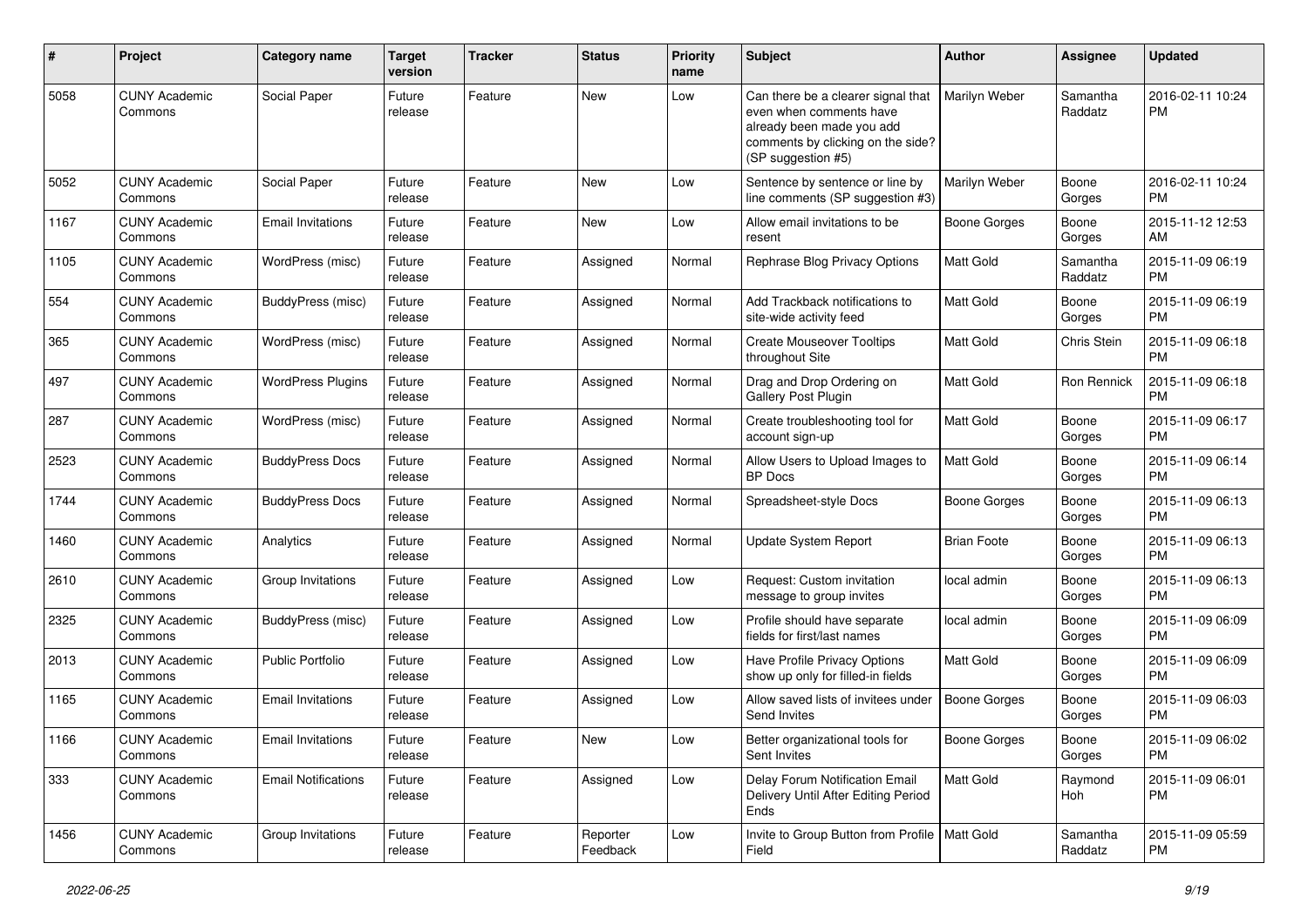| # | Project | Category name | Target version | Tracker | Status | Priority name | Subject | Author | Assignee | Updated |
|---|---|---|---|---|---|---|---|---|---|---|
| 5058 | CUNY Academic Commons | Social Paper | Future release | Feature | New | Low | Can there be a clearer signal that even when comments have already been made you add comments by clicking on the side? (SP suggestion #5) | Marilyn Weber | Samantha Raddatz | 2016-02-11 10:24 PM |
| 5052 | CUNY Academic Commons | Social Paper | Future release | Feature | New | Low | Sentence by sentence or line by line comments (SP suggestion #3) | Marilyn Weber | Boone Gorges | 2016-02-11 10:24 PM |
| 1167 | CUNY Academic Commons | Email Invitations | Future release | Feature | New | Low | Allow email invitations to be resent | Boone Gorges | Boone Gorges | 2015-11-12 12:53 AM |
| 1105 | CUNY Academic Commons | WordPress (misc) | Future release | Feature | Assigned | Normal | Rephrase Blog Privacy Options | Matt Gold | Samantha Raddatz | 2015-11-09 06:19 PM |
| 554 | CUNY Academic Commons | BuddyPress (misc) | Future release | Feature | Assigned | Normal | Add Trackback notifications to site-wide activity feed | Matt Gold | Boone Gorges | 2015-11-09 06:19 PM |
| 365 | CUNY Academic Commons | WordPress (misc) | Future release | Feature | Assigned | Normal | Create Mouseover Tooltips throughout Site | Matt Gold | Chris Stein | 2015-11-09 06:18 PM |
| 497 | CUNY Academic Commons | WordPress Plugins | Future release | Feature | Assigned | Normal | Drag and Drop Ordering on Gallery Post Plugin | Matt Gold | Ron Rennick | 2015-11-09 06:18 PM |
| 287 | CUNY Academic Commons | WordPress (misc) | Future release | Feature | Assigned | Normal | Create troubleshooting tool for account sign-up | Matt Gold | Boone Gorges | 2015-11-09 06:17 PM |
| 2523 | CUNY Academic Commons | BuddyPress Docs | Future release | Feature | Assigned | Normal | Allow Users to Upload Images to BP Docs | Matt Gold | Boone Gorges | 2015-11-09 06:14 PM |
| 1744 | CUNY Academic Commons | BuddyPress Docs | Future release | Feature | Assigned | Normal | Spreadsheet-style Docs | Boone Gorges | Boone Gorges | 2015-11-09 06:13 PM |
| 1460 | CUNY Academic Commons | Analytics | Future release | Feature | Assigned | Normal | Update System Report | Brian Foote | Boone Gorges | 2015-11-09 06:13 PM |
| 2610 | CUNY Academic Commons | Group Invitations | Future release | Feature | Assigned | Low | Request: Custom invitation message to group invites | local admin | Boone Gorges | 2015-11-09 06:13 PM |
| 2325 | CUNY Academic Commons | BuddyPress (misc) | Future release | Feature | Assigned | Low | Profile should have separate fields for first/last names | local admin | Boone Gorges | 2015-11-09 06:09 PM |
| 2013 | CUNY Academic Commons | Public Portfolio | Future release | Feature | Assigned | Low | Have Profile Privacy Options show up only for filled-in fields | Matt Gold | Boone Gorges | 2015-11-09 06:09 PM |
| 1165 | CUNY Academic Commons | Email Invitations | Future release | Feature | Assigned | Low | Allow saved lists of invitees under Send Invites | Boone Gorges | Boone Gorges | 2015-11-09 06:03 PM |
| 1166 | CUNY Academic Commons | Email Invitations | Future release | Feature | New | Low | Better organizational tools for Sent Invites | Boone Gorges | Boone Gorges | 2015-11-09 06:02 PM |
| 333 | CUNY Academic Commons | Email Notifications | Future release | Feature | Assigned | Low | Delay Forum Notification Email Delivery Until After Editing Period Ends | Matt Gold | Raymond Hoh | 2015-11-09 06:01 PM |
| 1456 | CUNY Academic Commons | Group Invitations | Future release | Feature | Reporter Feedback | Low | Invite to Group Button from Profile Field | Matt Gold | Samantha Raddatz | 2015-11-09 05:59 PM |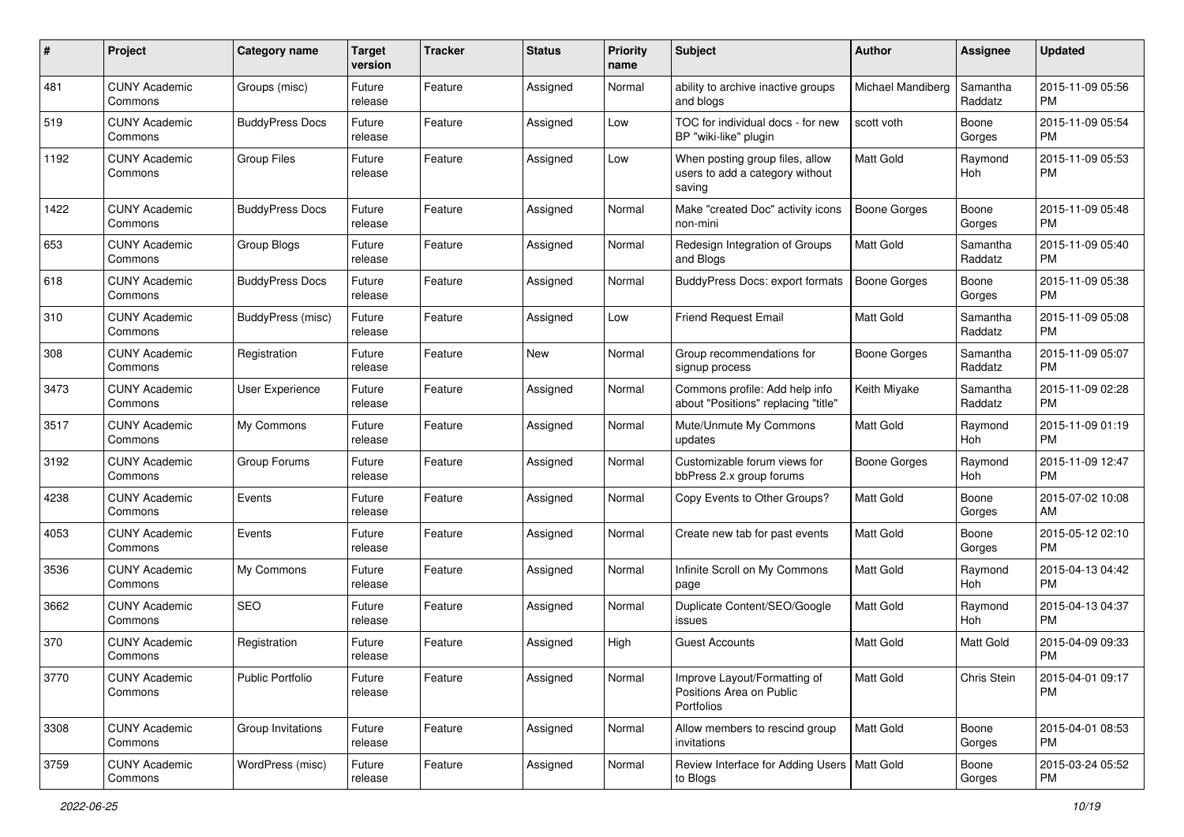| # | Project | Category name | Target version | Tracker | Status | Priority name | Subject | Author | Assignee | Updated |
|---|---|---|---|---|---|---|---|---|---|---|
| 481 | CUNY Academic Commons | Groups (misc) | Future release | Feature | Assigned | Normal | ability to archive inactive groups and blogs | Michael Mandiberg | Samantha Raddatz | 2015-11-09 05:56 PM |
| 519 | CUNY Academic Commons | BuddyPress Docs | Future release | Feature | Assigned | Low | TOC for individual docs - for new BP "wiki-like" plugin | scott voth | Boone Gorges | 2015-11-09 05:54 PM |
| 1192 | CUNY Academic Commons | Group Files | Future release | Feature | Assigned | Low | When posting group files, allow users to add a category without saving | Matt Gold | Raymond Hoh | 2015-11-09 05:53 PM |
| 1422 | CUNY Academic Commons | BuddyPress Docs | Future release | Feature | Assigned | Normal | Make "created Doc" activity icons non-mini | Boone Gorges | Boone Gorges | 2015-11-09 05:48 PM |
| 653 | CUNY Academic Commons | Group Blogs | Future release | Feature | Assigned | Normal | Redesign Integration of Groups and Blogs | Matt Gold | Samantha Raddatz | 2015-11-09 05:40 PM |
| 618 | CUNY Academic Commons | BuddyPress Docs | Future release | Feature | Assigned | Normal | BuddyPress Docs: export formats | Boone Gorges | Boone Gorges | 2015-11-09 05:38 PM |
| 310 | CUNY Academic Commons | BuddyPress (misc) | Future release | Feature | Assigned | Low | Friend Request Email | Matt Gold | Samantha Raddatz | 2015-11-09 05:08 PM |
| 308 | CUNY Academic Commons | Registration | Future release | Feature | New | Normal | Group recommendations for signup process | Boone Gorges | Samantha Raddatz | 2015-11-09 05:07 PM |
| 3473 | CUNY Academic Commons | User Experience | Future release | Feature | Assigned | Normal | Commons profile: Add help info about "Positions" replacing "title" | Keith Miyake | Samantha Raddatz | 2015-11-09 02:28 PM |
| 3517 | CUNY Academic Commons | My Commons | Future release | Feature | Assigned | Normal | Mute/Unmute My Commons updates | Matt Gold | Raymond Hoh | 2015-11-09 01:19 PM |
| 3192 | CUNY Academic Commons | Group Forums | Future release | Feature | Assigned | Normal | Customizable forum views for bbPress 2.x group forums | Boone Gorges | Raymond Hoh | 2015-11-09 12:47 PM |
| 4238 | CUNY Academic Commons | Events | Future release | Feature | Assigned | Normal | Copy Events to Other Groups? | Matt Gold | Boone Gorges | 2015-07-02 10:08 AM |
| 4053 | CUNY Academic Commons | Events | Future release | Feature | Assigned | Normal | Create new tab for past events | Matt Gold | Boone Gorges | 2015-05-12 02:10 PM |
| 3536 | CUNY Academic Commons | My Commons | Future release | Feature | Assigned | Normal | Infinite Scroll on My Commons page | Matt Gold | Raymond Hoh | 2015-04-13 04:42 PM |
| 3662 | CUNY Academic Commons | SEO | Future release | Feature | Assigned | Normal | Duplicate Content/SEO/Google issues | Matt Gold | Raymond Hoh | 2015-04-13 04:37 PM |
| 370 | CUNY Academic Commons | Registration | Future release | Feature | Assigned | High | Guest Accounts | Matt Gold | Matt Gold | 2015-04-09 09:33 PM |
| 3770 | CUNY Academic Commons | Public Portfolio | Future release | Feature | Assigned | Normal | Improve Layout/Formatting of Positions Area on Public Portfolios | Matt Gold | Chris Stein | 2015-04-01 09:17 PM |
| 3308 | CUNY Academic Commons | Group Invitations | Future release | Feature | Assigned | Normal | Allow members to rescind group invitations | Matt Gold | Boone Gorges | 2015-04-01 08:53 PM |
| 3759 | CUNY Academic Commons | WordPress (misc) | Future release | Feature | Assigned | Normal | Review Interface for Adding Users to Blogs | Matt Gold | Boone Gorges | 2015-03-24 05:52 PM |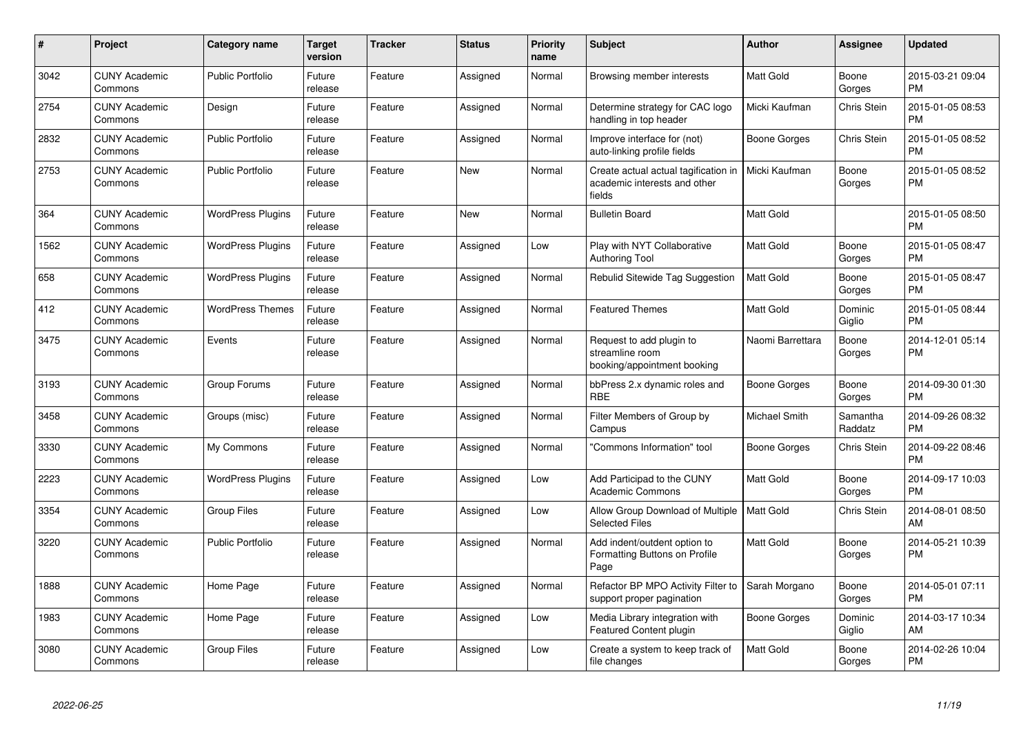| # | Project | Category name | Target version | Tracker | Status | Priority name | Subject | Author | Assignee | Updated |
|---|---|---|---|---|---|---|---|---|---|---|
| 3042 | CUNY Academic Commons | Public Portfolio | Future release | Feature | Assigned | Normal | Browsing member interests | Matt Gold | Boone Gorges | 2015-03-21 09:04 PM |
| 2754 | CUNY Academic Commons | Design | Future release | Feature | Assigned | Normal | Determine strategy for CAC logo handling in top header | Micki Kaufman | Chris Stein | 2015-01-05 08:53 PM |
| 2832 | CUNY Academic Commons | Public Portfolio | Future release | Feature | Assigned | Normal | Improve interface for (not) auto-linking profile fields | Boone Gorges | Chris Stein | 2015-01-05 08:52 PM |
| 2753 | CUNY Academic Commons | Public Portfolio | Future release | Feature | New | Normal | Create actual actual tagification in academic interests and other fields | Micki Kaufman | Boone Gorges | 2015-01-05 08:52 PM |
| 364 | CUNY Academic Commons | WordPress Plugins | Future release | Feature | New | Normal | Bulletin Board | Matt Gold | | 2015-01-05 08:50 PM |
| 1562 | CUNY Academic Commons | WordPress Plugins | Future release | Feature | Assigned | Low | Play with NYT Collaborative Authoring Tool | Matt Gold | Boone Gorges | 2015-01-05 08:47 PM |
| 658 | CUNY Academic Commons | WordPress Plugins | Future release | Feature | Assigned | Normal | Rebulid Sitewide Tag Suggestion | Matt Gold | Boone Gorges | 2015-01-05 08:47 PM |
| 412 | CUNY Academic Commons | WordPress Themes | Future release | Feature | Assigned | Normal | Featured Themes | Matt Gold | Dominic Giglio | 2015-01-05 08:44 PM |
| 3475 | CUNY Academic Commons | Events | Future release | Feature | Assigned | Normal | Request to add plugin to streamline room booking/appointment booking | Naomi Barrettara | Boone Gorges | 2014-12-01 05:14 PM |
| 3193 | CUNY Academic Commons | Group Forums | Future release | Feature | Assigned | Normal | bbPress 2.x dynamic roles and RBE | Boone Gorges | Boone Gorges | 2014-09-30 01:30 PM |
| 3458 | CUNY Academic Commons | Groups (misc) | Future release | Feature | Assigned | Normal | Filter Members of Group by Campus | Michael Smith | Samantha Raddatz | 2014-09-26 08:32 PM |
| 3330 | CUNY Academic Commons | My Commons | Future release | Feature | Assigned | Normal | "Commons Information" tool | Boone Gorges | Chris Stein | 2014-09-22 08:46 PM |
| 2223 | CUNY Academic Commons | WordPress Plugins | Future release | Feature | Assigned | Low | Add Participad to the CUNY Academic Commons | Matt Gold | Boone Gorges | 2014-09-17 10:03 PM |
| 3354 | CUNY Academic Commons | Group Files | Future release | Feature | Assigned | Low | Allow Group Download of Multiple Selected Files | Matt Gold | Chris Stein | 2014-08-01 08:50 AM |
| 3220 | CUNY Academic Commons | Public Portfolio | Future release | Feature | Assigned | Normal | Add indent/outdent option to Formatting Buttons on Profile Page | Matt Gold | Boone Gorges | 2014-05-21 10:39 PM |
| 1888 | CUNY Academic Commons | Home Page | Future release | Feature | Assigned | Normal | Refactor BP MPO Activity Filter to support proper pagination | Sarah Morgano | Boone Gorges | 2014-05-01 07:11 PM |
| 1983 | CUNY Academic Commons | Home Page | Future release | Feature | Assigned | Low | Media Library integration with Featured Content plugin | Boone Gorges | Dominic Giglio | 2014-03-17 10:34 AM |
| 3080 | CUNY Academic Commons | Group Files | Future release | Feature | Assigned | Low | Create a system to keep track of file changes | Matt Gold | Boone Gorges | 2014-02-26 10:04 PM |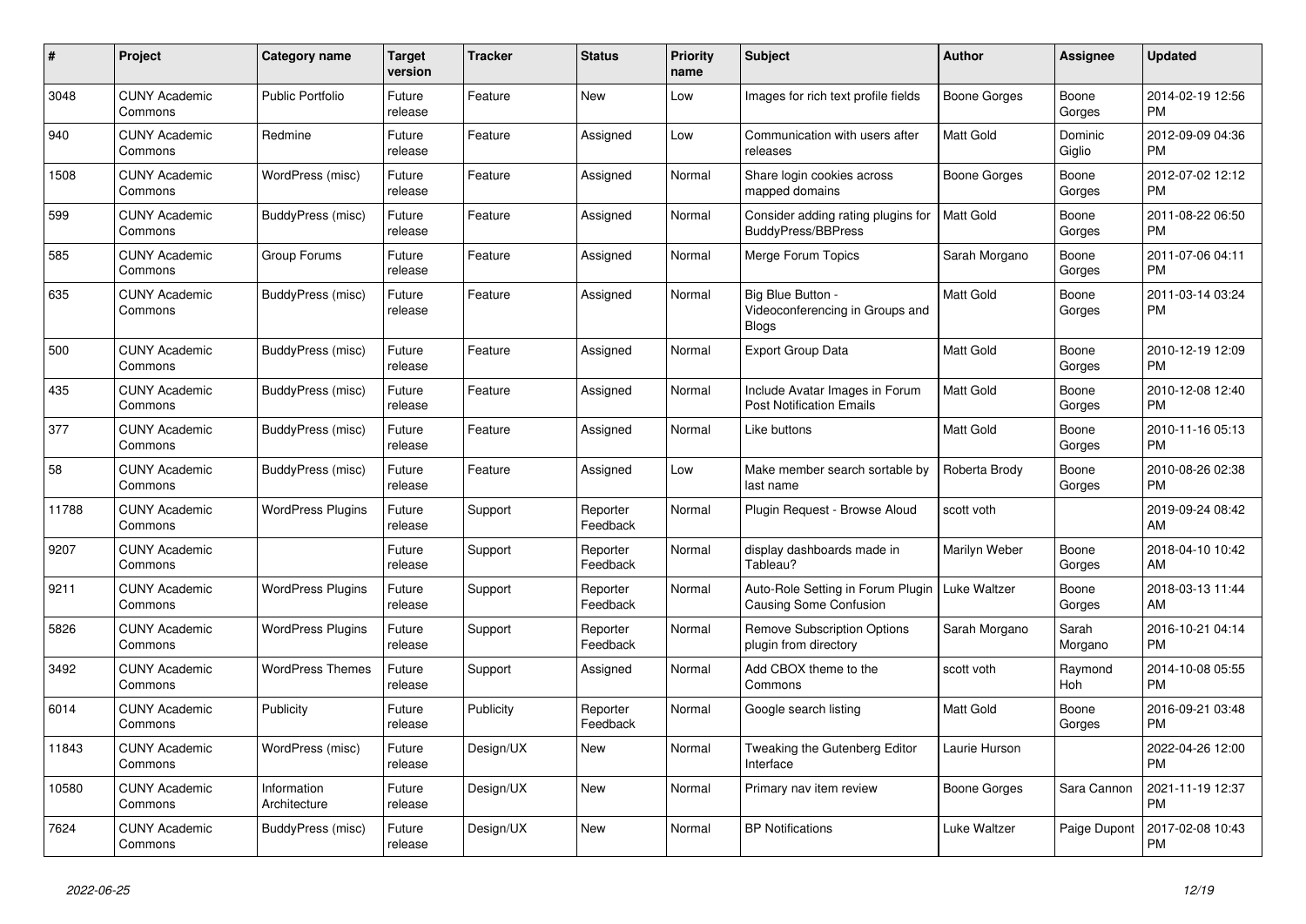| # | Project | Category name | Target version | Tracker | Status | Priority name | Subject | Author | Assignee | Updated |
|---|---|---|---|---|---|---|---|---|---|---|
| 3048 | CUNY Academic Commons | Public Portfolio | Future release | Feature | New | Low | Images for rich text profile fields | Boone Gorges | Boone Gorges | 2014-02-19 12:56 PM |
| 940 | CUNY Academic Commons | Redmine | Future release | Feature | Assigned | Low | Communication with users after releases | Matt Gold | Dominic Giglio | 2012-09-09 04:36 PM |
| 1508 | CUNY Academic Commons | WordPress (misc) | Future release | Feature | Assigned | Normal | Share login cookies across mapped domains | Boone Gorges | Boone Gorges | 2012-07-02 12:12 PM |
| 599 | CUNY Academic Commons | BuddyPress (misc) | Future release | Feature | Assigned | Normal | Consider adding rating plugins for BuddyPress/BBPress | Matt Gold | Boone Gorges | 2011-08-22 06:50 PM |
| 585 | CUNY Academic Commons | Group Forums | Future release | Feature | Assigned | Normal | Merge Forum Topics | Sarah Morgano | Boone Gorges | 2011-07-06 04:11 PM |
| 635 | CUNY Academic Commons | BuddyPress (misc) | Future release | Feature | Assigned | Normal | Big Blue Button - Videoconferencing in Groups and Blogs | Matt Gold | Boone Gorges | 2011-03-14 03:24 PM |
| 500 | CUNY Academic Commons | BuddyPress (misc) | Future release | Feature | Assigned | Normal | Export Group Data | Matt Gold | Boone Gorges | 2010-12-19 12:09 PM |
| 435 | CUNY Academic Commons | BuddyPress (misc) | Future release | Feature | Assigned | Normal | Include Avatar Images in Forum Post Notification Emails | Matt Gold | Boone Gorges | 2010-12-08 12:40 PM |
| 377 | CUNY Academic Commons | BuddyPress (misc) | Future release | Feature | Assigned | Normal | Like buttons | Matt Gold | Boone Gorges | 2010-11-16 05:13 PM |
| 58 | CUNY Academic Commons | BuddyPress (misc) | Future release | Feature | Assigned | Low | Make member search sortable by last name | Roberta Brody | Boone Gorges | 2010-08-26 02:38 PM |
| 11788 | CUNY Academic Commons | WordPress Plugins | Future release | Support | Reporter Feedback | Normal | Plugin Request - Browse Aloud | scott voth | | 2019-09-24 08:42 AM |
| 9207 | CUNY Academic Commons | | Future release | Support | Reporter Feedback | Normal | display dashboards made in Tableau? | Marilyn Weber | Boone Gorges | 2018-04-10 10:42 AM |
| 9211 | CUNY Academic Commons | WordPress Plugins | Future release | Support | Reporter Feedback | Normal | Auto-Role Setting in Forum Plugin Causing Some Confusion | Luke Waltzer | Boone Gorges | 2018-03-13 11:44 AM |
| 5826 | CUNY Academic Commons | WordPress Plugins | Future release | Support | Reporter Feedback | Normal | Remove Subscription Options plugin from directory | Sarah Morgano | Sarah Morgano | 2016-10-21 04:14 PM |
| 3492 | CUNY Academic Commons | WordPress Themes | Future release | Support | Assigned | Normal | Add CBOX theme to the Commons | scott voth | Raymond Hoh | 2014-10-08 05:55 PM |
| 6014 | CUNY Academic Commons | Publicity | Future release | Publicity | Reporter Feedback | Normal | Google search listing | Matt Gold | Boone Gorges | 2016-09-21 03:48 PM |
| 11843 | CUNY Academic Commons | WordPress (misc) | Future release | Design/UX | New | Normal | Tweaking the Gutenberg Editor Interface | Laurie Hurson | | 2022-04-26 12:00 PM |
| 10580 | CUNY Academic Commons | Information Architecture | Future release | Design/UX | New | Normal | Primary nav item review | Boone Gorges | Sara Cannon | 2021-11-19 12:37 PM |
| 7624 | CUNY Academic Commons | BuddyPress (misc) | Future release | Design/UX | New | Normal | BP Notifications | Luke Waltzer | Paige Dupont | 2017-02-08 10:43 PM |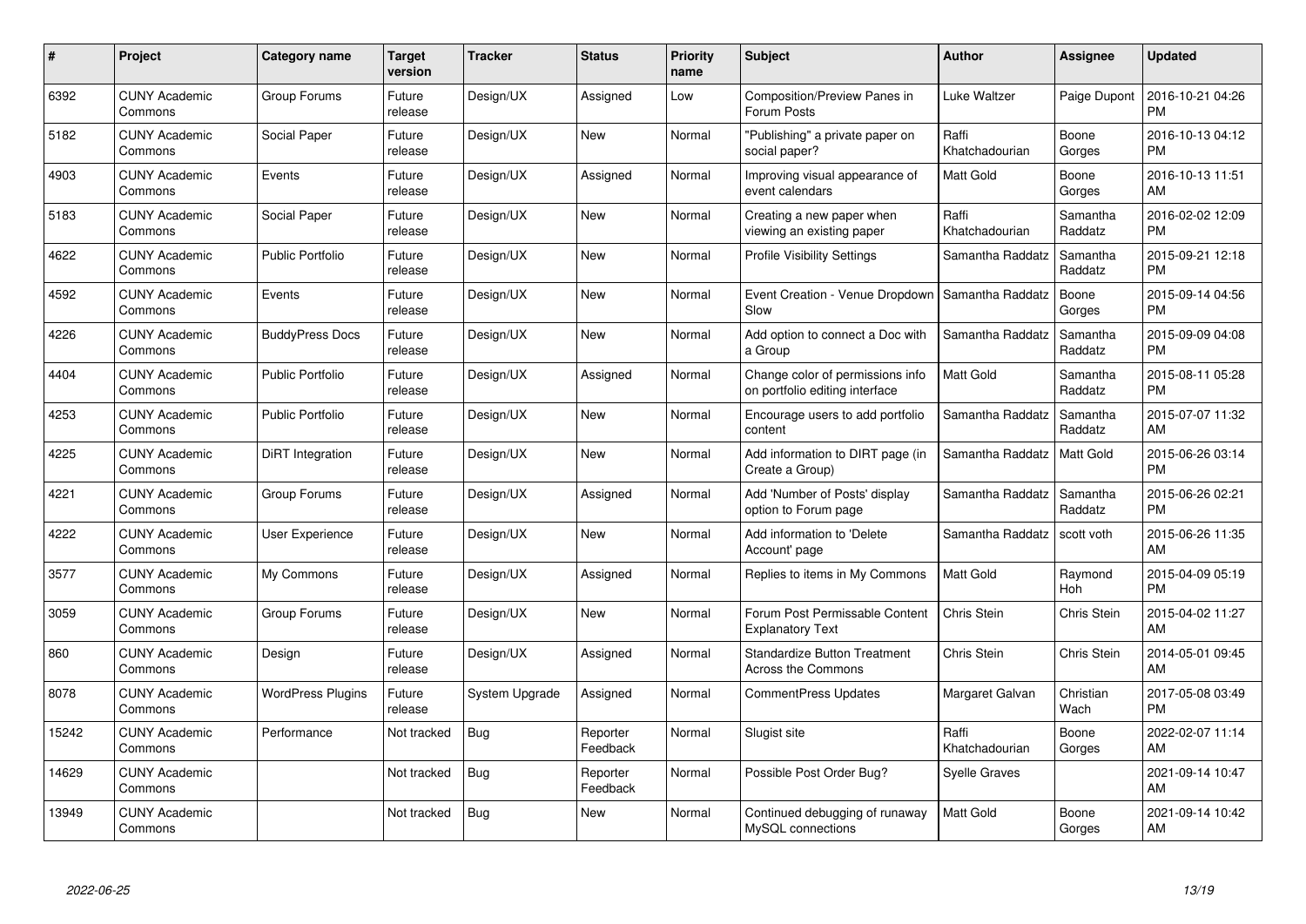| # | Project | Category name | Target version | Tracker | Status | Priority name | Subject | Author | Assignee | Updated |
|---|---|---|---|---|---|---|---|---|---|---|
| 6392 | CUNY Academic Commons | Group Forums | Future release | Design/UX | Assigned | Low | Composition/Preview Panes in Forum Posts | Luke Waltzer | Paige Dupont | 2016-10-21 04:26 PM |
| 5182 | CUNY Academic Commons | Social Paper | Future release | Design/UX | New | Normal | "Publishing" a private paper on social paper? | Raffi Khatchadourian | Boone Gorges | 2016-10-13 04:12 PM |
| 4903 | CUNY Academic Commons | Events | Future release | Design/UX | Assigned | Normal | Improving visual appearance of event calendars | Matt Gold | Boone Gorges | 2016-10-13 11:51 AM |
| 5183 | CUNY Academic Commons | Social Paper | Future release | Design/UX | New | Normal | Creating a new paper when viewing an existing paper | Raffi Khatchadourian | Samantha Raddatz | 2016-02-02 12:09 PM |
| 4622 | CUNY Academic Commons | Public Portfolio | Future release | Design/UX | New | Normal | Profile Visibility Settings | Samantha Raddatz | Samantha Raddatz | 2015-09-21 12:18 PM |
| 4592 | CUNY Academic Commons | Events | Future release | Design/UX | New | Normal | Event Creation - Venue Dropdown Slow | Samantha Raddatz | Boone Gorges | 2015-09-14 04:56 PM |
| 4226 | CUNY Academic Commons | BuddyPress Docs | Future release | Design/UX | New | Normal | Add option to connect a Doc with a Group | Samantha Raddatz | Samantha Raddatz | 2015-09-09 04:08 PM |
| 4404 | CUNY Academic Commons | Public Portfolio | Future release | Design/UX | Assigned | Normal | Change color of permissions info on portfolio editing interface | Matt Gold | Samantha Raddatz | 2015-08-11 05:28 PM |
| 4253 | CUNY Academic Commons | Public Portfolio | Future release | Design/UX | New | Normal | Encourage users to add portfolio content | Samantha Raddatz | Samantha Raddatz | 2015-07-07 11:32 AM |
| 4225 | CUNY Academic Commons | DiRT Integration | Future release | Design/UX | New | Normal | Add information to DIRT page (in Create a Group) | Samantha Raddatz | Matt Gold | 2015-06-26 03:14 PM |
| 4221 | CUNY Academic Commons | Group Forums | Future release | Design/UX | Assigned | Normal | Add 'Number of Posts' display option to Forum page | Samantha Raddatz | Samantha Raddatz | 2015-06-26 02:21 PM |
| 4222 | CUNY Academic Commons | User Experience | Future release | Design/UX | New | Normal | Add information to 'Delete Account' page | Samantha Raddatz | scott voth | 2015-06-26 11:35 AM |
| 3577 | CUNY Academic Commons | My Commons | Future release | Design/UX | Assigned | Normal | Replies to items in My Commons | Matt Gold | Raymond Hoh | 2015-04-09 05:19 PM |
| 3059 | CUNY Academic Commons | Group Forums | Future release | Design/UX | New | Normal | Forum Post Permissable Content Explanatory Text | Chris Stein | Chris Stein | 2015-04-02 11:27 AM |
| 860 | CUNY Academic Commons | Design | Future release | Design/UX | Assigned | Normal | Standardize Button Treatment Across the Commons | Chris Stein | Chris Stein | 2014-05-01 09:45 AM |
| 8078 | CUNY Academic Commons | WordPress Plugins | Future release | System Upgrade | Assigned | Normal | CommentPress Updates | Margaret Galvan | Christian Wach | 2017-05-08 03:49 PM |
| 15242 | CUNY Academic Commons | Performance | Not tracked | Bug | Reporter Feedback | Normal | Slugist site | Raffi Khatchadourian | Boone Gorges | 2022-02-07 11:14 AM |
| 14629 | CUNY Academic Commons | | Not tracked | Bug | Reporter Feedback | Normal | Possible Post Order Bug? | Syelle Graves | | 2021-09-14 10:47 AM |
| 13949 | CUNY Academic Commons | | Not tracked | Bug | New | Normal | Continued debugging of runaway MySQL connections | Matt Gold | Boone Gorges | 2021-09-14 10:42 AM |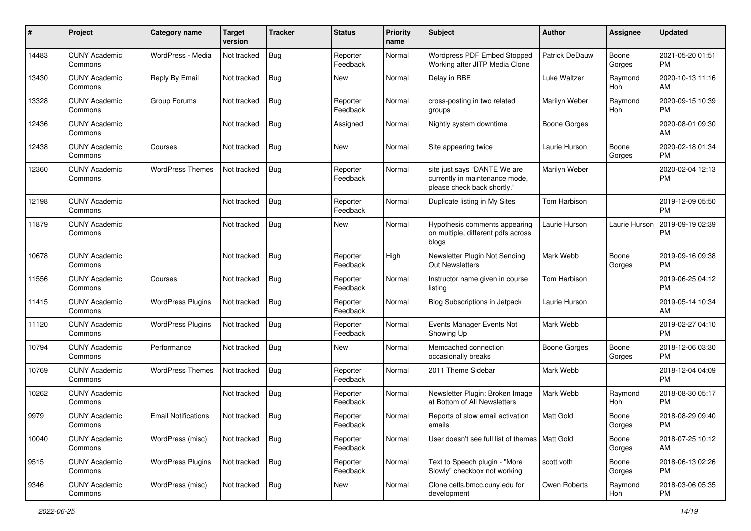| # | Project | Category name | Target version | Tracker | Status | Priority name | Subject | Author | Assignee | Updated |
| --- | --- | --- | --- | --- | --- | --- | --- | --- | --- | --- |
| 14483 | CUNY Academic Commons | WordPress - Media | Not tracked | Bug | Reporter Feedback | Normal | Wordpress PDF Embed Stopped Working after JITP Media Clone | Patrick DeDauw | Boone Gorges | 2021-05-20 01:51 PM |
| 13430 | CUNY Academic Commons | Reply By Email | Not tracked | Bug | New | Normal | Delay in RBE | Luke Waltzer | Raymond Hoh | 2020-10-13 11:16 AM |
| 13328 | CUNY Academic Commons | Group Forums | Not tracked | Bug | Reporter Feedback | Normal | cross-posting in two related groups | Marilyn Weber | Raymond Hoh | 2020-09-15 10:39 PM |
| 12436 | CUNY Academic Commons | | Not tracked | Bug | Assigned | Normal | Nightly system downtime | Boone Gorges | | 2020-08-01 09:30 AM |
| 12438 | CUNY Academic Commons | Courses | Not tracked | Bug | New | Normal | Site appearing twice | Laurie Hurson | Boone Gorges | 2020-02-18 01:34 PM |
| 12360 | CUNY Academic Commons | WordPress Themes | Not tracked | Bug | Reporter Feedback | Normal | site just says "DANTE We are currently in maintenance mode, please check back shortly." | Marilyn Weber | | 2020-02-04 12:13 PM |
| 12198 | CUNY Academic Commons | | Not tracked | Bug | Reporter Feedback | Normal | Duplicate listing in My Sites | Tom Harbison | | 2019-12-09 05:50 PM |
| 11879 | CUNY Academic Commons | | Not tracked | Bug | New | Normal | Hypothesis comments appearing on multiple, different pdfs across blogs | Laurie Hurson | Laurie Hurson | 2019-09-19 02:39 PM |
| 10678 | CUNY Academic Commons | | Not tracked | Bug | Reporter Feedback | High | Newsletter Plugin Not Sending Out Newsletters | Mark Webb | Boone Gorges | 2019-09-16 09:38 PM |
| 11556 | CUNY Academic Commons | Courses | Not tracked | Bug | Reporter Feedback | Normal | Instructor name given in course listing | Tom Harbison | | 2019-06-25 04:12 PM |
| 11415 | CUNY Academic Commons | WordPress Plugins | Not tracked | Bug | Reporter Feedback | Normal | Blog Subscriptions in Jetpack | Laurie Hurson | | 2019-05-14 10:34 AM |
| 11120 | CUNY Academic Commons | WordPress Plugins | Not tracked | Bug | Reporter Feedback | Normal | Events Manager Events Not Showing Up | Mark Webb | | 2019-02-27 04:10 PM |
| 10794 | CUNY Academic Commons | Performance | Not tracked | Bug | New | Normal | Memcached connection occasionally breaks | Boone Gorges | Boone Gorges | 2018-12-06 03:30 PM |
| 10769 | CUNY Academic Commons | WordPress Themes | Not tracked | Bug | Reporter Feedback | Normal | 2011 Theme Sidebar | Mark Webb | | 2018-12-04 04:09 PM |
| 10262 | CUNY Academic Commons | | Not tracked | Bug | Reporter Feedback | Normal | Newsletter Plugin: Broken Image at Bottom of All Newsletters | Mark Webb | Raymond Hoh | 2018-08-30 05:17 PM |
| 9979 | CUNY Academic Commons | Email Notifications | Not tracked | Bug | Reporter Feedback | Normal | Reports of slow email activation emails | Matt Gold | Boone Gorges | 2018-08-29 09:40 PM |
| 10040 | CUNY Academic Commons | WordPress (misc) | Not tracked | Bug | Reporter Feedback | Normal | User doesn't see full list of themes | Matt Gold | Boone Gorges | 2018-07-25 10:12 AM |
| 9515 | CUNY Academic Commons | WordPress Plugins | Not tracked | Bug | Reporter Feedback | Normal | Text to Speech plugin - "More Slowly" checkbox not working | scott voth | Boone Gorges | 2018-06-13 02:26 PM |
| 9346 | CUNY Academic Commons | WordPress (misc) | Not tracked | Bug | New | Normal | Clone cetls.bmcc.cuny.edu for development | Owen Roberts | Raymond Hoh | 2018-03-06 05:35 PM |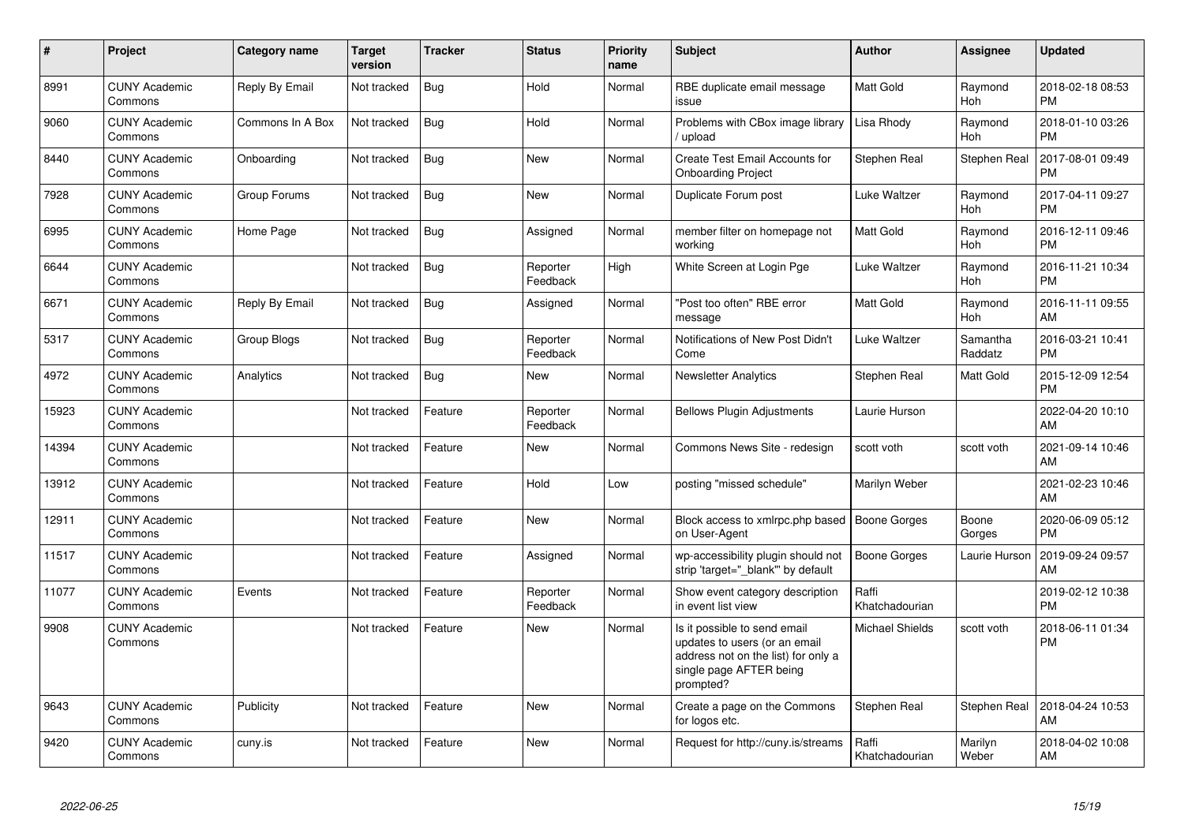| # | Project | Category name | Target version | Tracker | Status | Priority name | Subject | Author | Assignee | Updated |
|---|---|---|---|---|---|---|---|---|---|---|
| 8991 | CUNY Academic Commons | Reply By Email | Not tracked | Bug | Hold | Normal | RBE duplicate email message issue | Matt Gold | Raymond Hoh | 2018-02-18 08:53 PM |
| 9060 | CUNY Academic Commons | Commons In A Box | Not tracked | Bug | Hold | Normal | Problems with CBox image library / upload | Lisa Rhody | Raymond Hoh | 2018-01-10 03:26 PM |
| 8440 | CUNY Academic Commons | Onboarding | Not tracked | Bug | New | Normal | Create Test Email Accounts for Onboarding Project | Stephen Real | Stephen Real | 2017-08-01 09:49 PM |
| 7928 | CUNY Academic Commons | Group Forums | Not tracked | Bug | New | Normal | Duplicate Forum post | Luke Waltzer | Raymond Hoh | 2017-04-11 09:27 PM |
| 6995 | CUNY Academic Commons | Home Page | Not tracked | Bug | Assigned | Normal | member filter on homepage not working | Matt Gold | Raymond Hoh | 2016-12-11 09:46 PM |
| 6644 | CUNY Academic Commons | | Not tracked | Bug | Reporter Feedback | High | White Screen at Login Pge | Luke Waltzer | Raymond Hoh | 2016-11-21 10:34 PM |
| 6671 | CUNY Academic Commons | Reply By Email | Not tracked | Bug | Assigned | Normal | "Post too often" RBE error message | Matt Gold | Raymond Hoh | 2016-11-11 09:55 AM |
| 5317 | CUNY Academic Commons | Group Blogs | Not tracked | Bug | Reporter Feedback | Normal | Notifications of New Post Didn't Come | Luke Waltzer | Samantha Raddatz | 2016-03-21 10:41 PM |
| 4972 | CUNY Academic Commons | Analytics | Not tracked | Bug | New | Normal | Newsletter Analytics | Stephen Real | Matt Gold | 2015-12-09 12:54 PM |
| 15923 | CUNY Academic Commons | | Not tracked | Feature | Reporter Feedback | Normal | Bellows Plugin Adjustments | Laurie Hurson | | 2022-04-20 10:10 AM |
| 14394 | CUNY Academic Commons | | Not tracked | Feature | New | Normal | Commons News Site - redesign | scott voth | scott voth | 2021-09-14 10:46 AM |
| 13912 | CUNY Academic Commons | | Not tracked | Feature | Hold | Low | posting "missed schedule" | Marilyn Weber | | 2021-02-23 10:46 AM |
| 12911 | CUNY Academic Commons | | Not tracked | Feature | New | Normal | Block access to xmlrpc.php based on User-Agent | Boone Gorges | Boone Gorges | 2020-06-09 05:12 PM |
| 11517 | CUNY Academic Commons | | Not tracked | Feature | Assigned | Normal | wp-accessibility plugin should not strip 'target="_blank"' by default | Boone Gorges | Laurie Hurson | 2019-09-24 09:57 AM |
| 11077 | CUNY Academic Commons | Events | Not tracked | Feature | Reporter Feedback | Normal | Show event category description in event list view | Raffi Khatchadourian | | 2019-02-12 10:38 PM |
| 9908 | CUNY Academic Commons | | Not tracked | Feature | New | Normal | Is it possible to send email updates to users (or an email address not on the list) for only a single page AFTER being prompted? | Michael Shields | scott voth | 2018-06-11 01:34 PM |
| 9643 | CUNY Academic Commons | Publicity | Not tracked | Feature | New | Normal | Create a page on the Commons for logos etc. | Stephen Real | Stephen Real | 2018-04-24 10:53 AM |
| 9420 | CUNY Academic Commons | cuny.is | Not tracked | Feature | New | Normal | Request for http://cuny.is/streams | Raffi Khatchadourian | Marilyn Weber | 2018-04-02 10:08 AM |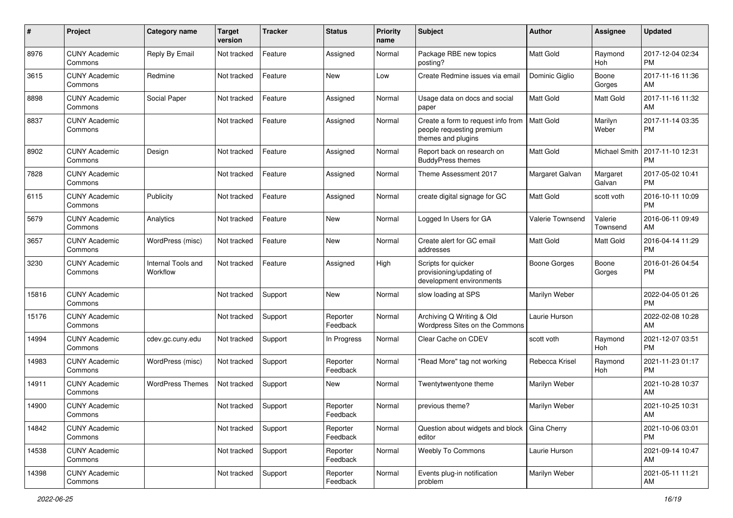| # | Project | Category name | Target version | Tracker | Status | Priority name | Subject | Author | Assignee | Updated |
|---|---|---|---|---|---|---|---|---|---|---|
| 8976 | CUNY Academic Commons | Reply By Email | Not tracked | Feature | Assigned | Normal | Package RBE new topics posting? | Matt Gold | Raymond Hoh | 2017-12-04 02:34 PM |
| 3615 | CUNY Academic Commons | Redmine | Not tracked | Feature | New | Low | Create Redmine issues via email | Dominic Giglio | Boone Gorges | 2017-11-16 11:36 AM |
| 8898 | CUNY Academic Commons | Social Paper | Not tracked | Feature | Assigned | Normal | Usage data on docs and social paper | Matt Gold | Matt Gold | 2017-11-16 11:32 AM |
| 8837 | CUNY Academic Commons | | Not tracked | Feature | Assigned | Normal | Create a form to request info from people requesting premium themes and plugins | Matt Gold | Marilyn Weber | 2017-11-14 03:35 PM |
| 8902 | CUNY Academic Commons | Design | Not tracked | Feature | Assigned | Normal | Report back on research on BuddyPress themes | Matt Gold | Michael Smith | 2017-11-10 12:31 PM |
| 7828 | CUNY Academic Commons | | Not tracked | Feature | Assigned | Normal | Theme Assessment 2017 | Margaret Galvan | Margaret Galvan | 2017-05-02 10:41 PM |
| 6115 | CUNY Academic Commons | Publicity | Not tracked | Feature | Assigned | Normal | create digital signage for GC | Matt Gold | scott voth | 2016-10-11 10:09 PM |
| 5679 | CUNY Academic Commons | Analytics | Not tracked | Feature | New | Normal | Logged In Users for GA | Valerie Townsend | Valerie Townsend | 2016-06-11 09:49 AM |
| 3657 | CUNY Academic Commons | WordPress (misc) | Not tracked | Feature | New | Normal | Create alert for GC email addresses | Matt Gold | Matt Gold | 2016-04-14 11:29 PM |
| 3230 | CUNY Academic Commons | Internal Tools and Workflow | Not tracked | Feature | Assigned | High | Scripts for quicker provisioning/updating of development environments | Boone Gorges | Boone Gorges | 2016-01-26 04:54 PM |
| 15816 | CUNY Academic Commons | | Not tracked | Support | New | Normal | slow loading at SPS | Marilyn Weber | | 2022-04-05 01:26 PM |
| 15176 | CUNY Academic Commons | | Not tracked | Support | Reporter Feedback | Normal | Archiving Q Writing & Old Wordpress Sites on the Commons | Laurie Hurson | | 2022-02-08 10:28 AM |
| 14994 | CUNY Academic Commons | cdev.gc.cuny.edu | Not tracked | Support | In Progress | Normal | Clear Cache on CDEV | scott voth | Raymond Hoh | 2021-12-07 03:51 PM |
| 14983 | CUNY Academic Commons | WordPress (misc) | Not tracked | Support | Reporter Feedback | Normal | "Read More" tag not working | Rebecca Krisel | Raymond Hoh | 2021-11-23 01:17 PM |
| 14911 | CUNY Academic Commons | WordPress Themes | Not tracked | Support | New | Normal | Twentytwentyone theme | Marilyn Weber | | 2021-10-28 10:37 AM |
| 14900 | CUNY Academic Commons | | Not tracked | Support | Reporter Feedback | Normal | previous theme? | Marilyn Weber | | 2021-10-25 10:31 AM |
| 14842 | CUNY Academic Commons | | Not tracked | Support | Reporter Feedback | Normal | Question about widgets and block editor | Gina Cherry | | 2021-10-06 03:01 PM |
| 14538 | CUNY Academic Commons | | Not tracked | Support | Reporter Feedback | Normal | Weebly To Commons | Laurie Hurson | | 2021-09-14 10:47 AM |
| 14398 | CUNY Academic Commons | | Not tracked | Support | Reporter Feedback | Normal | Events plug-in notification problem | Marilyn Weber | | 2021-05-11 11:21 AM |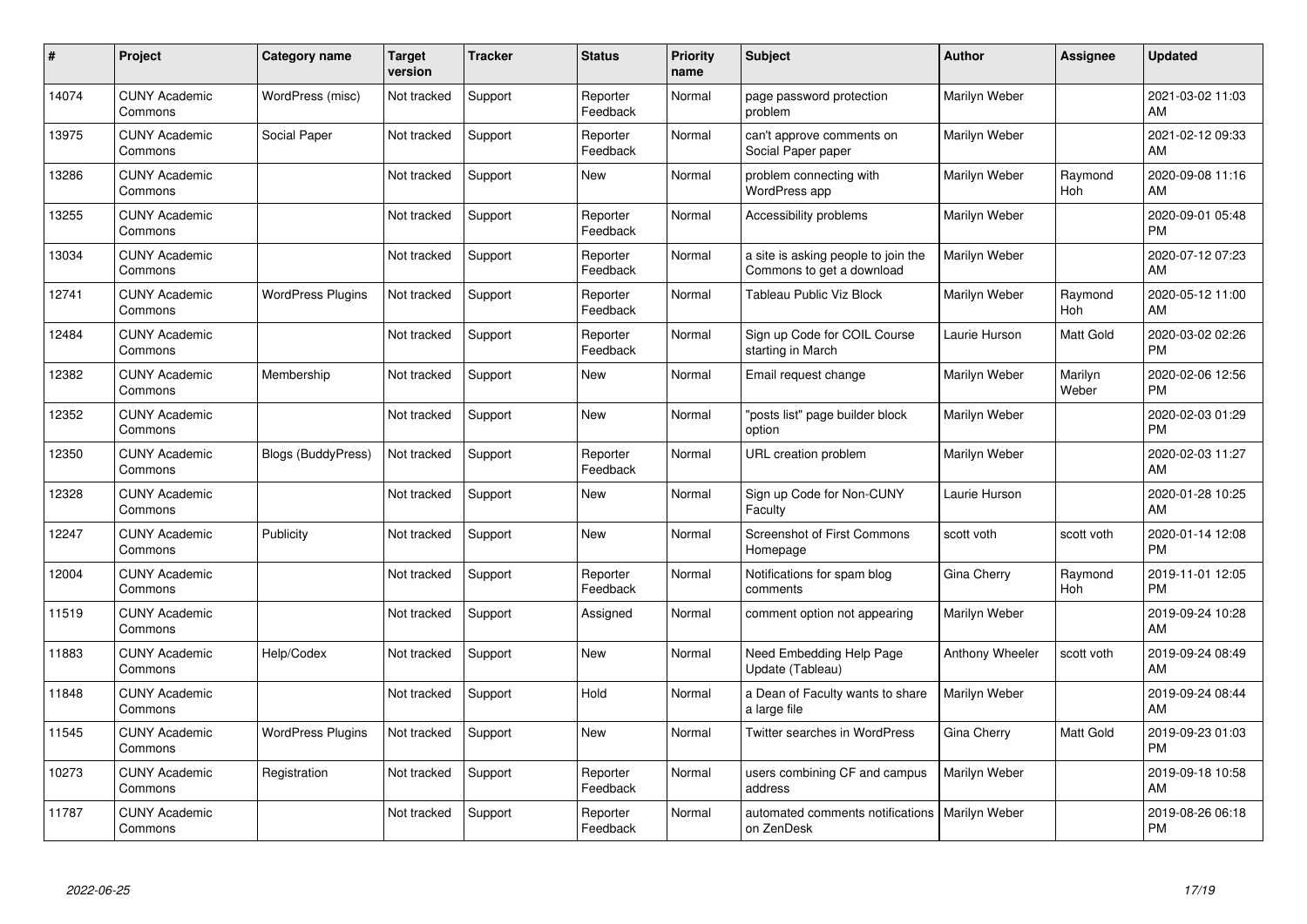| # | Project | Category name | Target version | Tracker | Status | Priority name | Subject | Author | Assignee | Updated |
|---|---|---|---|---|---|---|---|---|---|---|
| 14074 | CUNY Academic Commons | WordPress (misc) | Not tracked | Support | Reporter Feedback | Normal | page password protection problem | Marilyn Weber | | 2021-03-02 11:03 AM |
| 13975 | CUNY Academic Commons | Social Paper | Not tracked | Support | Reporter Feedback | Normal | can't approve comments on Social Paper paper | Marilyn Weber | | 2021-02-12 09:33 AM |
| 13286 | CUNY Academic Commons | | Not tracked | Support | New | Normal | problem connecting with WordPress app | Marilyn Weber | Raymond Hoh | 2020-09-08 11:16 AM |
| 13255 | CUNY Academic Commons | | Not tracked | Support | Reporter Feedback | Normal | Accessibility problems | Marilyn Weber | | 2020-09-01 05:48 PM |
| 13034 | CUNY Academic Commons | | Not tracked | Support | Reporter Feedback | Normal | a site is asking people to join the Commons to get a download | Marilyn Weber | | 2020-07-12 07:23 AM |
| 12741 | CUNY Academic Commons | WordPress Plugins | Not tracked | Support | Reporter Feedback | Normal | Tableau Public Viz Block | Marilyn Weber | Raymond Hoh | 2020-05-12 11:00 AM |
| 12484 | CUNY Academic Commons | | Not tracked | Support | Reporter Feedback | Normal | Sign up Code for COIL Course starting in March | Laurie Hurson | Matt Gold | 2020-03-02 02:26 PM |
| 12382 | CUNY Academic Commons | Membership | Not tracked | Support | New | Normal | Email request change | Marilyn Weber | Marilyn Weber | 2020-02-06 12:56 PM |
| 12352 | CUNY Academic Commons | | Not tracked | Support | New | Normal | "posts list" page builder block option | Marilyn Weber | | 2020-02-03 01:29 PM |
| 12350 | CUNY Academic Commons | Blogs (BuddyPress) | Not tracked | Support | Reporter Feedback | Normal | URL creation problem | Marilyn Weber | | 2020-02-03 11:27 AM |
| 12328 | CUNY Academic Commons | | Not tracked | Support | New | Normal | Sign up Code for Non-CUNY Faculty | Laurie Hurson | | 2020-01-28 10:25 AM |
| 12247 | CUNY Academic Commons | Publicity | Not tracked | Support | New | Normal | Screenshot of First Commons Homepage | scott voth | scott voth | 2020-01-14 12:08 PM |
| 12004 | CUNY Academic Commons | | Not tracked | Support | Reporter Feedback | Normal | Notifications for spam blog comments | Gina Cherry | Raymond Hoh | 2019-11-01 12:05 PM |
| 11519 | CUNY Academic Commons | | Not tracked | Support | Assigned | Normal | comment option not appearing | Marilyn Weber | | 2019-09-24 10:28 AM |
| 11883 | CUNY Academic Commons | Help/Codex | Not tracked | Support | New | Normal | Need Embedding Help Page Update (Tableau) | Anthony Wheeler | scott voth | 2019-09-24 08:49 AM |
| 11848 | CUNY Academic Commons | | Not tracked | Support | Hold | Normal | a Dean of Faculty wants to share a large file | Marilyn Weber | | 2019-09-24 08:44 AM |
| 11545 | CUNY Academic Commons | WordPress Plugins | Not tracked | Support | New | Normal | Twitter searches in WordPress | Gina Cherry | Matt Gold | 2019-09-23 01:03 PM |
| 10273 | CUNY Academic Commons | Registration | Not tracked | Support | Reporter Feedback | Normal | users combining CF and campus address | Marilyn Weber | | 2019-09-18 10:58 AM |
| 11787 | CUNY Academic Commons | | Not tracked | Support | Reporter Feedback | Normal | automated comments notifications on ZenDesk | Marilyn Weber | | 2019-08-26 06:18 PM |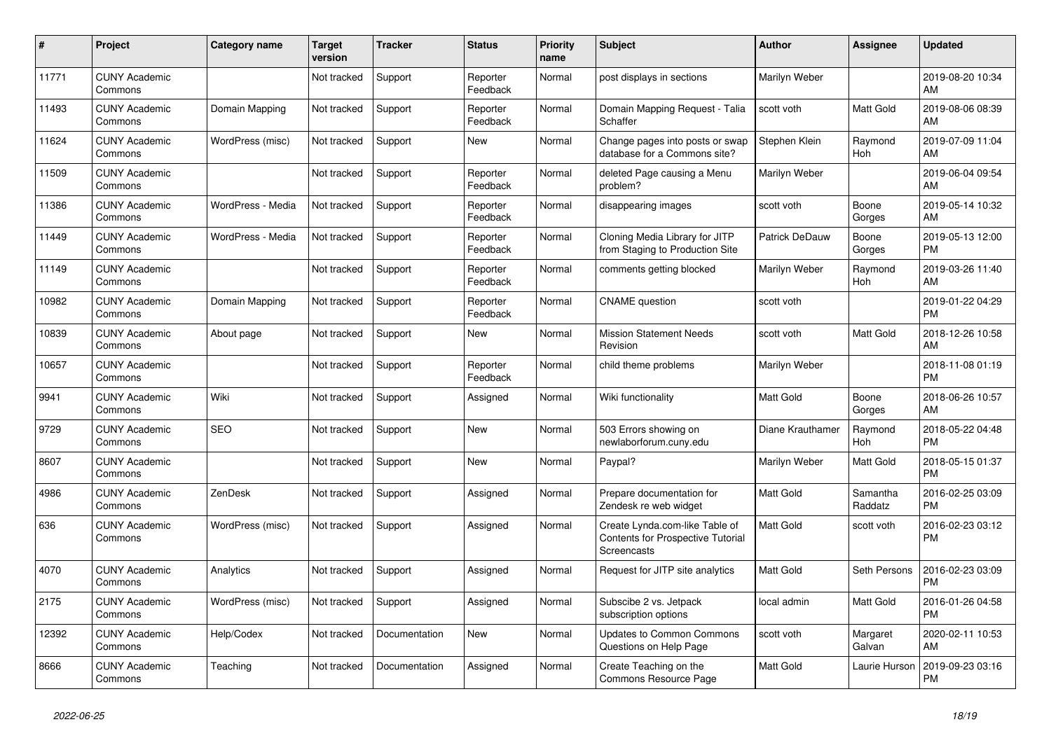| # | Project | Category name | Target version | Tracker | Status | Priority name | Subject | Author | Assignee | Updated |
|---|---|---|---|---|---|---|---|---|---|---|
| 11771 | CUNY Academic Commons | | Not tracked | Support | Reporter Feedback | Normal | post displays in sections | Marilyn Weber | | 2019-08-20 10:34 AM |
| 11493 | CUNY Academic Commons | Domain Mapping | Not tracked | Support | Reporter Feedback | Normal | Domain Mapping Request - Talia Schaffer | scott voth | Matt Gold | 2019-08-06 08:39 AM |
| 11624 | CUNY Academic Commons | WordPress (misc) | Not tracked | Support | New | Normal | Change pages into posts or swap database for a Commons site? | Stephen Klein | Raymond Hoh | 2019-07-09 11:04 AM |
| 11509 | CUNY Academic Commons | | Not tracked | Support | Reporter Feedback | Normal | deleted Page causing a Menu problem? | Marilyn Weber | | 2019-06-04 09:54 AM |
| 11386 | CUNY Academic Commons | WordPress - Media | Not tracked | Support | Reporter Feedback | Normal | disappearing images | scott voth | Boone Gorges | 2019-05-14 10:32 AM |
| 11449 | CUNY Academic Commons | WordPress - Media | Not tracked | Support | Reporter Feedback | Normal | Cloning Media Library for JITP from Staging to Production Site | Patrick DeDauw | Boone Gorges | 2019-05-13 12:00 PM |
| 11149 | CUNY Academic Commons | | Not tracked | Support | Reporter Feedback | Normal | comments getting blocked | Marilyn Weber | Raymond Hoh | 2019-03-26 11:40 AM |
| 10982 | CUNY Academic Commons | Domain Mapping | Not tracked | Support | Reporter Feedback | Normal | CNAME question | scott voth | | 2019-01-22 04:29 PM |
| 10839 | CUNY Academic Commons | About page | Not tracked | Support | New | Normal | Mission Statement Needs Revision | scott voth | Matt Gold | 2018-12-26 10:58 AM |
| 10657 | CUNY Academic Commons | | Not tracked | Support | Reporter Feedback | Normal | child theme problems | Marilyn Weber | | 2018-11-08 01:19 PM |
| 9941 | CUNY Academic Commons | Wiki | Not tracked | Support | Assigned | Normal | Wiki functionality | Matt Gold | Boone Gorges | 2018-06-26 10:57 AM |
| 9729 | CUNY Academic Commons | SEO | Not tracked | Support | New | Normal | 503 Errors showing on newlaborforum.cuny.edu | Diane Krauthamer | Raymond Hoh | 2018-05-22 04:48 PM |
| 8607 | CUNY Academic Commons | | Not tracked | Support | New | Normal | Paypal? | Marilyn Weber | Matt Gold | 2018-05-15 01:37 PM |
| 4986 | CUNY Academic Commons | ZenDesk | Not tracked | Support | Assigned | Normal | Prepare documentation for Zendesk re web widget | Matt Gold | Samantha Raddatz | 2016-02-25 03:09 PM |
| 636 | CUNY Academic Commons | WordPress (misc) | Not tracked | Support | Assigned | Normal | Create Lynda.com-like Table of Contents for Prospective Tutorial Screencasts | Matt Gold | scott voth | 2016-02-23 03:12 PM |
| 4070 | CUNY Academic Commons | Analytics | Not tracked | Support | Assigned | Normal | Request for JITP site analytics | Matt Gold | Seth Persons | 2016-02-23 03:09 PM |
| 2175 | CUNY Academic Commons | WordPress (misc) | Not tracked | Support | Assigned | Normal | Subscibe 2 vs. Jetpack subscription options | local admin | Matt Gold | 2016-01-26 04:58 PM |
| 12392 | CUNY Academic Commons | Help/Codex | Not tracked | Documentation | New | Normal | Updates to Common Commons Questions on Help Page | scott voth | Margaret Galvan | 2020-02-11 10:53 AM |
| 8666 | CUNY Academic Commons | Teaching | Not tracked | Documentation | Assigned | Normal | Create Teaching on the Commons Resource Page | Matt Gold | Laurie Hurson | 2019-09-23 03:16 PM |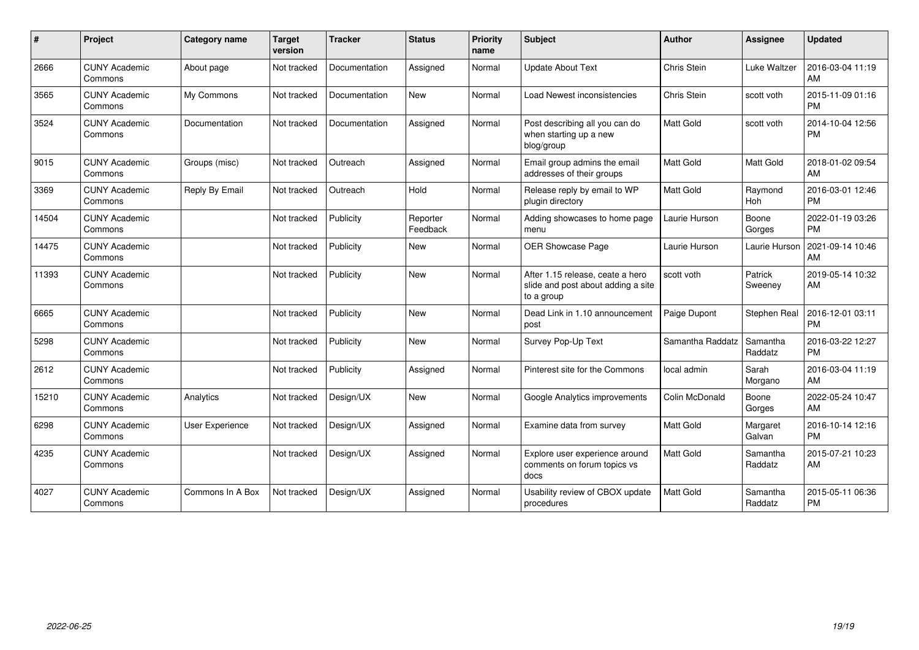| # | Project | Category name | Target version | Tracker | Status | Priority name | Subject | Author | Assignee | Updated |
|---|---|---|---|---|---|---|---|---|---|---|
| 2666 | CUNY Academic Commons | About page | Not tracked | Documentation | Assigned | Normal | Update About Text | Chris Stein | Luke Waltzer | 2016-03-04 11:19 AM |
| 3565 | CUNY Academic Commons | My Commons | Not tracked | Documentation | New | Normal | Load Newest inconsistencies | Chris Stein | scott voth | 2015-11-09 01:16 PM |
| 3524 | CUNY Academic Commons | Documentation | Not tracked | Documentation | Assigned | Normal | Post describing all you can do when starting up a new blog/group | Matt Gold | scott voth | 2014-10-04 12:56 PM |
| 9015 | CUNY Academic Commons | Groups (misc) | Not tracked | Outreach | Assigned | Normal | Email group admins the email addresses of their groups | Matt Gold | Matt Gold | 2018-01-02 09:54 AM |
| 3369 | CUNY Academic Commons | Reply By Email | Not tracked | Outreach | Hold | Normal | Release reply by email to WP plugin directory | Matt Gold | Raymond Hoh | 2016-03-01 12:46 PM |
| 14504 | CUNY Academic Commons | | Not tracked | Publicity | Reporter Feedback | Normal | Adding showcases to home page menu | Laurie Hurson | Boone Gorges | 2022-01-19 03:26 PM |
| 14475 | CUNY Academic Commons | | Not tracked | Publicity | New | Normal | OER Showcase Page | Laurie Hurson | Laurie Hurson | 2021-09-14 10:46 AM |
| 11393 | CUNY Academic Commons | | Not tracked | Publicity | New | Normal | After 1.15 release, ceate a hero slide and post about adding a site to a group | scott voth | Patrick Sweeney | 2019-05-14 10:32 AM |
| 6665 | CUNY Academic Commons | | Not tracked | Publicity | New | Normal | Dead Link in 1.10 announcement post | Paige Dupont | Stephen Real | 2016-12-01 03:11 PM |
| 5298 | CUNY Academic Commons | | Not tracked | Publicity | New | Normal | Survey Pop-Up Text | Samantha Raddatz | Samantha Raddatz | 2016-03-22 12:27 PM |
| 2612 | CUNY Academic Commons | | Not tracked | Publicity | Assigned | Normal | Pinterest site for the Commons | local admin | Sarah Morgano | 2016-03-04 11:19 AM |
| 15210 | CUNY Academic Commons | Analytics | Not tracked | Design/UX | New | Normal | Google Analytics improvements | Colin McDonald | Boone Gorges | 2022-05-24 10:47 AM |
| 6298 | CUNY Academic Commons | User Experience | Not tracked | Design/UX | Assigned | Normal | Examine data from survey | Matt Gold | Margaret Galvan | 2016-10-14 12:16 PM |
| 4235 | CUNY Academic Commons | | Not tracked | Design/UX | Assigned | Normal | Explore user experience around comments on forum topics vs docs | Matt Gold | Samantha Raddatz | 2015-07-21 10:23 AM |
| 4027 | CUNY Academic Commons | Commons In A Box | Not tracked | Design/UX | Assigned | Normal | Usability review of CBOX update procedures | Matt Gold | Samantha Raddatz | 2015-05-11 06:36 PM |